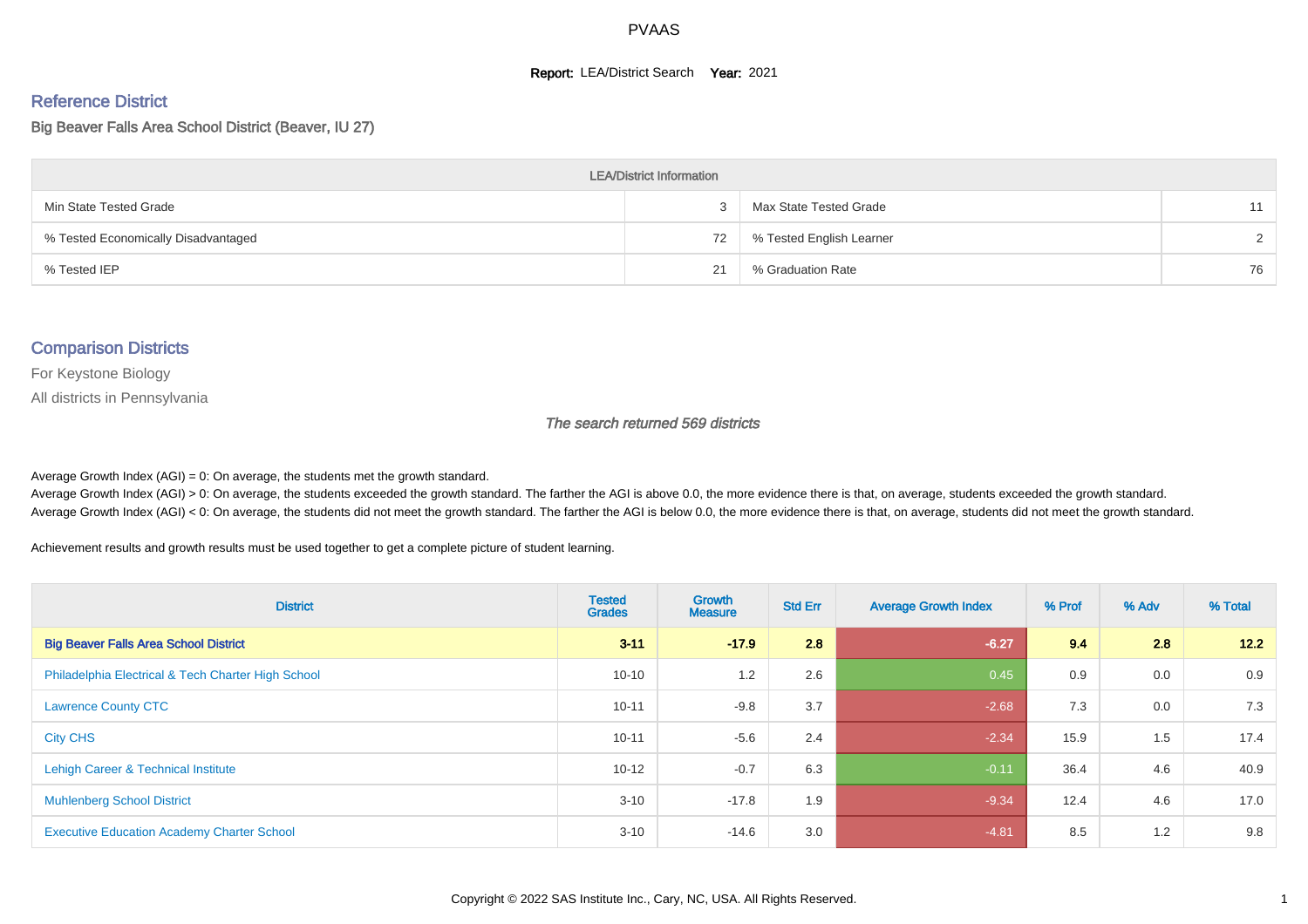PVAAS

**Report:** LEA/District Search **Year:** 2021

## Reference District

Big Beaver Falls Area School District (Beaver, IU 27)

| LEA/District Information | | | |
|---|---|---|---|
| Min State Tested Grade | 3 | Max State Tested Grade | 11 |
| % Tested Economically Disadvantaged | 72 | % Tested English Learner | 2 |
| % Tested IEP | 21 | % Graduation Rate | 76 |

## Comparison Districts

For Keystone Biology

All districts in Pennsylvania

*The search returned 569 districts*

Average Growth Index (AGI) = 0: On average, the students met the growth standard.
Average Growth Index (AGI) > 0: On average, the students exceeded the growth standard. The farther the AGI is above 0.0, the more evidence there is that, on average, students exceeded the growth standard.
Average Growth Index (AGI) < 0: On average, the students did not meet the growth standard. The farther the AGI is below 0.0, the more evidence there is that, on average, students did not meet the growth standard.

Achievement results and growth results must be used together to get a complete picture of student learning.

| District | Tested Grades | Growth Measure | Std Err | Average Growth Index | % Prof | % Adv | % Total |
|---|---|---|---|---|---|---|---|
| **Big Beaver Falls Area School District** | **3-11** | **-17.9** | **2.8** | **-6.27** | **9.4** | **2.8** | **12.2** |
| Philadelphia Electrical & Tech Charter High School | 10-10 | 1.2 | 2.6 | 0.45 | 0.9 | 0.0 | 0.9 |
| Lawrence County CTC | 10-11 | -9.8 | 3.7 | -2.68 | 7.3 | 0.0 | 7.3 |
| City CHS | 10-11 | -5.6 | 2.4 | -2.34 | 15.9 | 1.5 | 17.4 |
| Lehigh Career & Technical Institute | 10-12 | -0.7 | 6.3 | -0.11 | 36.4 | 4.6 | 40.9 |
| Muhlenberg School District | 3-10 | -17.8 | 1.9 | -9.34 | 12.4 | 4.6 | 17.0 |
| Executive Education Academy Charter School | 3-10 | -14.6 | 3.0 | -4.81 | 8.5 | 1.2 | 9.8 |

Copyright © 2022 SAS Institute Inc., Cary, NC, USA. All Rights Reserved.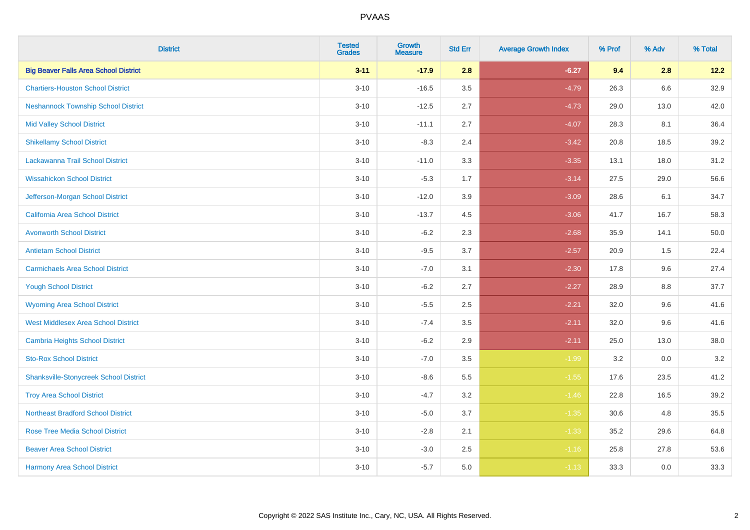# PVAAS

| District | Tested Grades | Growth Measure | Std Err | Average Growth Index | % Prof | % Adv | % Total |
|---|---|---|---|---|---|---|---|
| **Big Beaver Falls Area School District** | **3-11** | **-17.9** | **2.8** | **-6.27** | **9.4** | **2.8** | **12.2** |
| Chartiers-Houston School District | 3-10 | -16.5 | 3.5 | -4.79 | 26.3 | 6.6 | 32.9 |
| Neshannock Township School District | 3-10 | -12.5 | 2.7 | -4.73 | 29.0 | 13.0 | 42.0 |
| Mid Valley School District | 3-10 | -11.1 | 2.7 | -4.07 | 28.3 | 8.1 | 36.4 |
| Shikellamy School District | 3-10 | -8.3 | 2.4 | -3.42 | 20.8 | 18.5 | 39.2 |
| Lackawanna Trail School District | 3-10 | -11.0 | 3.3 | -3.35 | 13.1 | 18.0 | 31.2 |
| Wissahickon School District | 3-10 | -5.3 | 1.7 | -3.14 | 27.5 | 29.0 | 56.6 |
| Jefferson-Morgan School District | 3-10 | -12.0 | 3.9 | -3.09 | 28.6 | 6.1 | 34.7 |
| California Area School District | 3-10 | -13.7 | 4.5 | -3.06 | 41.7 | 16.7 | 58.3 |
| Avonworth School District | 3-10 | -6.2 | 2.3 | -2.68 | 35.9 | 14.1 | 50.0 |
| Antietam School District | 3-10 | -9.5 | 3.7 | -2.57 | 20.9 | 1.5 | 22.4 |
| Carmichaels Area School District | 3-10 | -7.0 | 3.1 | -2.30 | 17.8 | 9.6 | 27.4 |
| Yough School District | 3-10 | -6.2 | 2.7 | -2.27 | 28.9 | 8.8 | 37.7 |
| Wyoming Area School District | 3-10 | -5.5 | 2.5 | -2.21 | 32.0 | 9.6 | 41.6 |
| West Middlesex Area School District | 3-10 | -7.4 | 3.5 | -2.11 | 32.0 | 9.6 | 41.6 |
| Cambria Heights School District | 3-10 | -6.2 | 2.9 | -2.11 | 25.0 | 13.0 | 38.0 |
| Sto-Rox School District | 3-10 | -7.0 | 3.5 | -1.99 | 3.2 | 0.0 | 3.2 |
| Shanksville-Stonycreek School District | 3-10 | -8.6 | 5.5 | -1.55 | 17.6 | 23.5 | 41.2 |
| Troy Area School District | 3-10 | -4.7 | 3.2 | -1.46 | 22.8 | 16.5 | 39.2 |
| Northeast Bradford School District | 3-10 | -5.0 | 3.7 | -1.35 | 30.6 | 4.8 | 35.5 |
| Rose Tree Media School District | 3-10 | -2.8 | 2.1 | -1.33 | 35.2 | 29.6 | 64.8 |
| Beaver Area School District | 3-10 | -3.0 | 2.5 | -1.16 | 25.8 | 27.8 | 53.6 |
| Harmony Area School District | 3-10 | -5.7 | 5.0 | -1.13 | 33.3 | 0.0 | 33.3 |

Copyright © 2022 SAS Institute Inc., Cary, NC, USA. All Rights Reserved.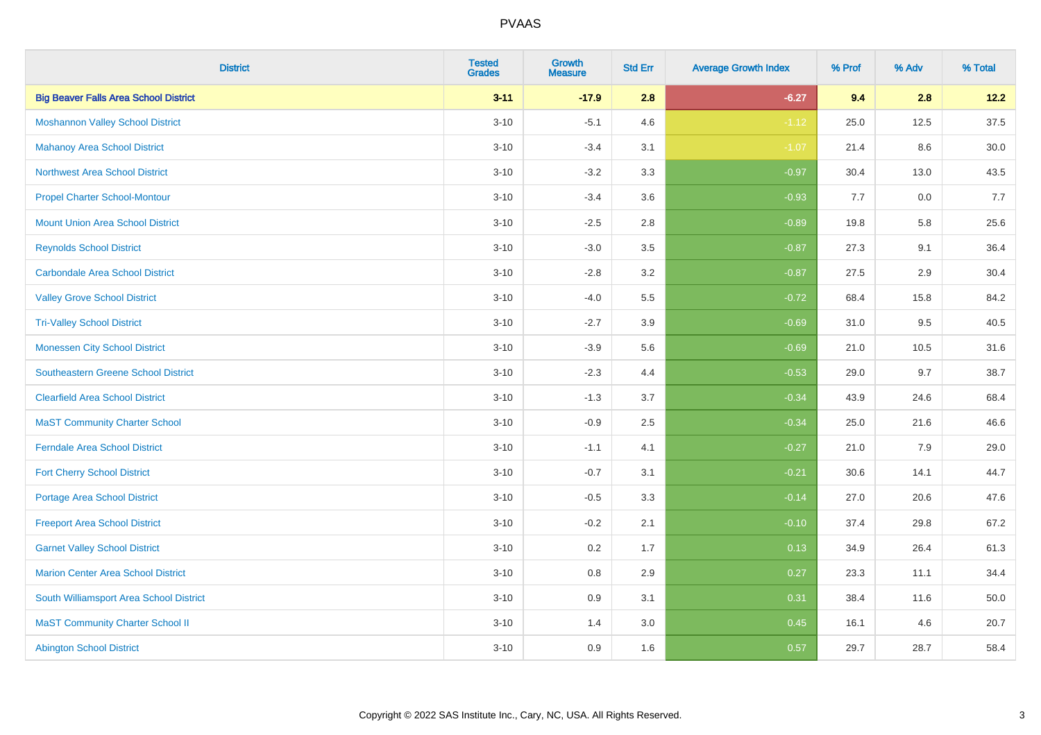# PVAAS

| District | Tested Grades | Growth Measure | Std Err | Average Growth Index | % Prof | % Adv | % Total |
|---|---|---|---|---|---|---|---|
| **Big Beaver Falls Area School District** | **3-11** | **-17.9** | **2.8** | **-6.27** | **9.4** | **2.8** | **12.2** |
| Moshannon Valley School District | 3-10 | -5.1 | 4.6 | -1.12 | 25.0 | 12.5 | 37.5 |
| Mahanoy Area School District | 3-10 | -3.4 | 3.1 | -1.07 | 21.4 | 8.6 | 30.0 |
| Northwest Area School District | 3-10 | -3.2 | 3.3 | -0.97 | 30.4 | 13.0 | 43.5 |
| Propel Charter School-Montour | 3-10 | -3.4 | 3.6 | -0.93 | 7.7 | 0.0 | 7.7 |
| Mount Union Area School District | 3-10 | -2.5 | 2.8 | -0.89 | 19.8 | 5.8 | 25.6 |
| Reynolds School District | 3-10 | -3.0 | 3.5 | -0.87 | 27.3 | 9.1 | 36.4 |
| Carbondale Area School District | 3-10 | -2.8 | 3.2 | -0.87 | 27.5 | 2.9 | 30.4 |
| Valley Grove School District | 3-10 | -4.0 | 5.5 | -0.72 | 68.4 | 15.8 | 84.2 |
| Tri-Valley School District | 3-10 | -2.7 | 3.9 | -0.69 | 31.0 | 9.5 | 40.5 |
| Monessen City School District | 3-10 | -3.9 | 5.6 | -0.69 | 21.0 | 10.5 | 31.6 |
| Southeastern Greene School District | 3-10 | -2.3 | 4.4 | -0.53 | 29.0 | 9.7 | 38.7 |
| Clearfield Area School District | 3-10 | -1.3 | 3.7 | -0.34 | 43.9 | 24.6 | 68.4 |
| MaST Community Charter School | 3-10 | -0.9 | 2.5 | -0.34 | 25.0 | 21.6 | 46.6 |
| Ferndale Area School District | 3-10 | -1.1 | 4.1 | -0.27 | 21.0 | 7.9 | 29.0 |
| Fort Cherry School District | 3-10 | -0.7 | 3.1 | -0.21 | 30.6 | 14.1 | 44.7 |
| Portage Area School District | 3-10 | -0.5 | 3.3 | -0.14 | 27.0 | 20.6 | 47.6 |
| Freeport Area School District | 3-10 | -0.2 | 2.1 | -0.10 | 37.4 | 29.8 | 67.2 |
| Garnet Valley School District | 3-10 | 0.2 | 1.7 | 0.13 | 34.9 | 26.4 | 61.3 |
| Marion Center Area School District | 3-10 | 0.8 | 2.9 | 0.27 | 23.3 | 11.1 | 34.4 |
| South Williamsport Area School District | 3-10 | 0.9 | 3.1 | 0.31 | 38.4 | 11.6 | 50.0 |
| MaST Community Charter School II | 3-10 | 1.4 | 3.0 | 0.45 | 16.1 | 4.6 | 20.7 |
| Abington School District | 3-10 | 0.9 | 1.6 | 0.57 | 29.7 | 28.7 | 58.4 |

Copyright © 2022 SAS Institute Inc., Cary, NC, USA. All Rights Reserved.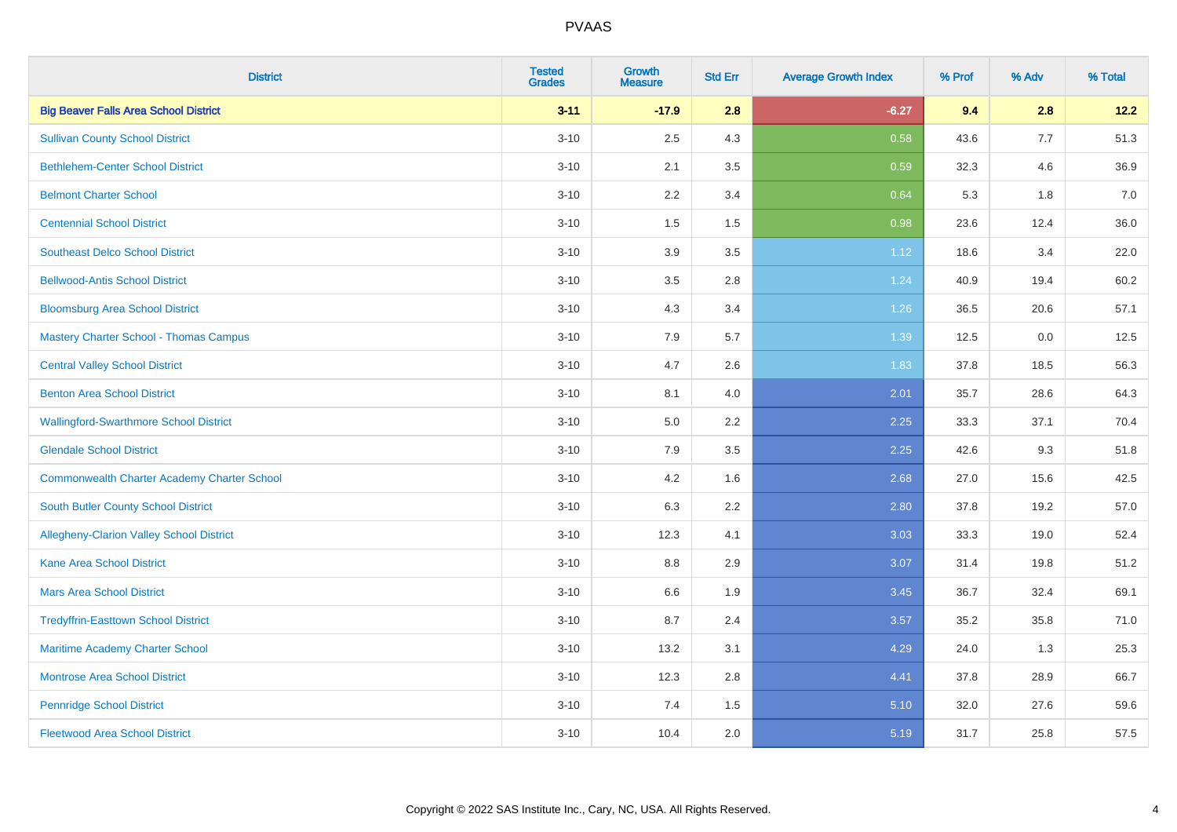# PVAAS

| District | Tested Grades | Growth Measure | Std Err | Average Growth Index | % Prof | % Adv | % Total |
|---|---|---|---|---|---|---|---|
| **Big Beaver Falls Area School District** | **3-11** | **-17.9** | **2.8** | **-6.27** | **9.4** | **2.8** | **12.2** |
| Sullivan County School District | 3-10 | 2.5 | 4.3 | 0.58 | 43.6 | 7.7 | 51.3 |
| Bethlehem-Center School District | 3-10 | 2.1 | 3.5 | 0.59 | 32.3 | 4.6 | 36.9 |
| Belmont Charter School | 3-10 | 2.2 | 3.4 | 0.64 | 5.3 | 1.8 | 7.0 |
| Centennial School District | 3-10 | 1.5 | 1.5 | 0.98 | 23.6 | 12.4 | 36.0 |
| Southeast Delco School District | 3-10 | 3.9 | 3.5 | 1.12 | 18.6 | 3.4 | 22.0 |
| Bellwood-Antis School District | 3-10 | 3.5 | 2.8 | 1.24 | 40.9 | 19.4 | 60.2 |
| Bloomsburg Area School District | 3-10 | 4.3 | 3.4 | 1.26 | 36.5 | 20.6 | 57.1 |
| Mastery Charter School - Thomas Campus | 3-10 | 7.9 | 5.7 | 1.39 | 12.5 | 0.0 | 12.5 |
| Central Valley School District | 3-10 | 4.7 | 2.6 | 1.83 | 37.8 | 18.5 | 56.3 |
| Benton Area School District | 3-10 | 8.1 | 4.0 | 2.01 | 35.7 | 28.6 | 64.3 |
| Wallingford-Swarthmore School District | 3-10 | 5.0 | 2.2 | 2.25 | 33.3 | 37.1 | 70.4 |
| Glendale School District | 3-10 | 7.9 | 3.5 | 2.25 | 42.6 | 9.3 | 51.8 |
| Commonwealth Charter Academy Charter School | 3-10 | 4.2 | 1.6 | 2.68 | 27.0 | 15.6 | 42.5 |
| South Butler County School District | 3-10 | 6.3 | 2.2 | 2.80 | 37.8 | 19.2 | 57.0 |
| Allegheny-Clarion Valley School District | 3-10 | 12.3 | 4.1 | 3.03 | 33.3 | 19.0 | 52.4 |
| Kane Area School District | 3-10 | 8.8 | 2.9 | 3.07 | 31.4 | 19.8 | 51.2 |
| Mars Area School District | 3-10 | 6.6 | 1.9 | 3.45 | 36.7 | 32.4 | 69.1 |
| Tredyffrin-Easttown School District | 3-10 | 8.7 | 2.4 | 3.57 | 35.2 | 35.8 | 71.0 |
| Maritime Academy Charter School | 3-10 | 13.2 | 3.1 | 4.29 | 24.0 | 1.3 | 25.3 |
| Montrose Area School District | 3-10 | 12.3 | 2.8 | 4.41 | 37.8 | 28.9 | 66.7 |
| Pennridge School District | 3-10 | 7.4 | 1.5 | 5.10 | 32.0 | 27.6 | 59.6 |
| Fleetwood Area School District | 3-10 | 10.4 | 2.0 | 5.19 | 31.7 | 25.8 | 57.5 |

Copyright © 2022 SAS Institute Inc., Cary, NC, USA. All Rights Reserved.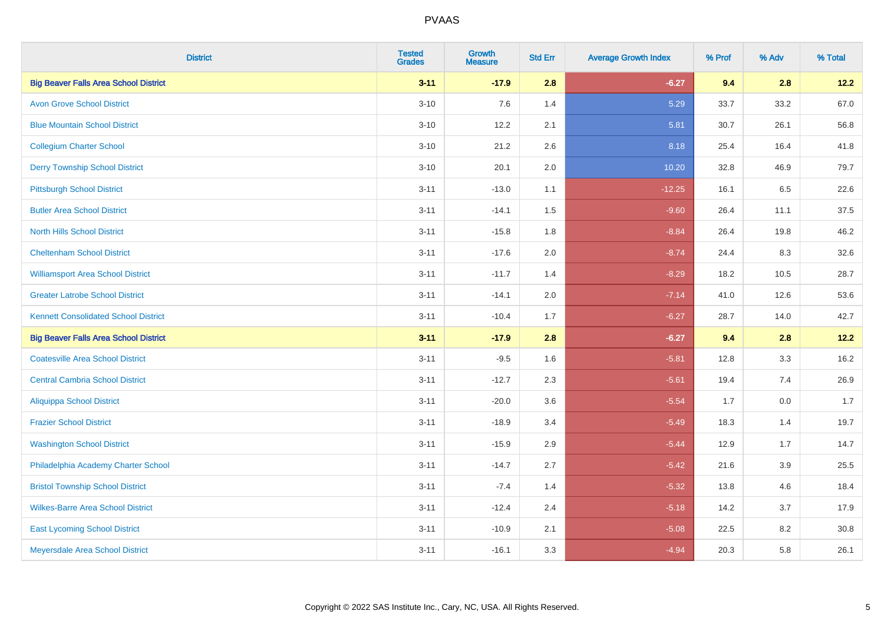# PVAAS

| District | Tested Grades | Growth Measure | Std Err | Average Growth Index | % Prof | % Adv | % Total |
|---|---|---|---|---|---|---|---|
| **Big Beaver Falls Area School District** | **3-11** | **-17.9** | **2.8** | **-6.27** | **9.4** | **2.8** | **12.2** |
| Avon Grove School District | 3-10 | 7.6 | 1.4 | 5.29 | 33.7 | 33.2 | 67.0 |
| Blue Mountain School District | 3-10 | 12.2 | 2.1 | 5.81 | 30.7 | 26.1 | 56.8 |
| Collegium Charter School | 3-10 | 21.2 | 2.6 | 8.18 | 25.4 | 16.4 | 41.8 |
| Derry Township School District | 3-10 | 20.1 | 2.0 | 10.20 | 32.8 | 46.9 | 79.7 |
| Pittsburgh School District | 3-11 | -13.0 | 1.1 | -12.25 | 16.1 | 6.5 | 22.6 |
| Butler Area School District | 3-11 | -14.1 | 1.5 | -9.60 | 26.4 | 11.1 | 37.5 |
| North Hills School District | 3-11 | -15.8 | 1.8 | -8.84 | 26.4 | 19.8 | 46.2 |
| Cheltenham School District | 3-11 | -17.6 | 2.0 | -8.74 | 24.4 | 8.3 | 32.6 |
| Williamsport Area School District | 3-11 | -11.7 | 1.4 | -8.29 | 18.2 | 10.5 | 28.7 |
| Greater Latrobe School District | 3-11 | -14.1 | 2.0 | -7.14 | 41.0 | 12.6 | 53.6 |
| Kennett Consolidated School District | 3-11 | -10.4 | 1.7 | -6.27 | 28.7 | 14.0 | 42.7 |
| **Big Beaver Falls Area School District** | **3-11** | **-17.9** | **2.8** | **-6.27** | **9.4** | **2.8** | **12.2** |
| Coatesville Area School District | 3-11 | -9.5 | 1.6 | -5.81 | 12.8 | 3.3 | 16.2 |
| Central Cambria School District | 3-11 | -12.7 | 2.3 | -5.61 | 19.4 | 7.4 | 26.9 |
| Aliquippa School District | 3-11 | -20.0 | 3.6 | -5.54 | 1.7 | 0.0 | 1.7 |
| Frazier School District | 3-11 | -18.9 | 3.4 | -5.49 | 18.3 | 1.4 | 19.7 |
| Washington School District | 3-11 | -15.9 | 2.9 | -5.44 | 12.9 | 1.7 | 14.7 |
| Philadelphia Academy Charter School | 3-11 | -14.7 | 2.7 | -5.42 | 21.6 | 3.9 | 25.5 |
| Bristol Township School District | 3-11 | -7.4 | 1.4 | -5.32 | 13.8 | 4.6 | 18.4 |
| Wilkes-Barre Area School District | 3-11 | -12.4 | 2.4 | -5.18 | 14.2 | 3.7 | 17.9 |
| East Lycoming School District | 3-11 | -10.9 | 2.1 | -5.08 | 22.5 | 8.2 | 30.8 |
| Meyersdale Area School District | 3-11 | -16.1 | 3.3 | -4.94 | 20.3 | 5.8 | 26.1 |

Copyright © 2022 SAS Institute Inc., Cary, NC, USA. All Rights Reserved.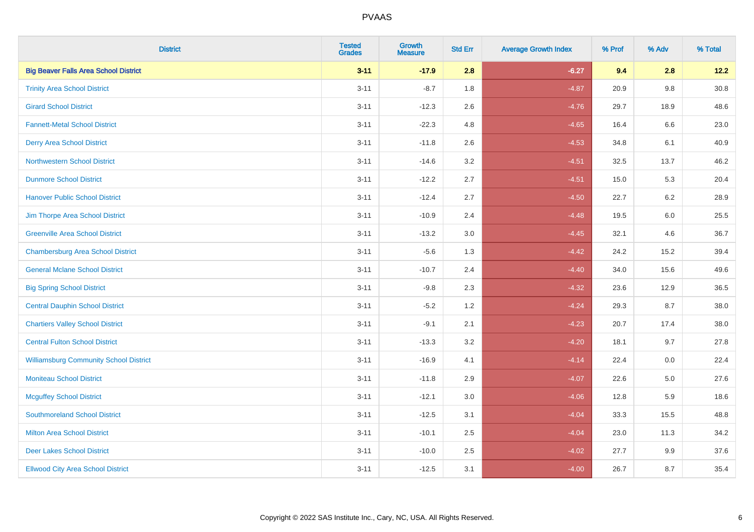| District | Tested Grades | Growth Measure | Std Err | Average Growth Index | % Prof | % Adv | % Total |
|---|---|---|---|---|---|---|---|
| **Big Beaver Falls Area School District** | **3-11** | **-17.9** | **2.8** | **-6.27** | **9.4** | **2.8** | **12.2** |
| Trinity Area School District | 3-11 | -8.7 | 1.8 | -4.87 | 20.9 | 9.8 | 30.8 |
| Girard School District | 3-11 | -12.3 | 2.6 | -4.76 | 29.7 | 18.9 | 48.6 |
| Fannett-Metal School District | 3-11 | -22.3 | 4.8 | -4.65 | 16.4 | 6.6 | 23.0 |
| Derry Area School District | 3-11 | -11.8 | 2.6 | -4.53 | 34.8 | 6.1 | 40.9 |
| Northwestern School District | 3-11 | -14.6 | 3.2 | -4.51 | 32.5 | 13.7 | 46.2 |
| Dunmore School District | 3-11 | -12.2 | 2.7 | -4.51 | 15.0 | 5.3 | 20.4 |
| Hanover Public School District | 3-11 | -12.4 | 2.7 | -4.50 | 22.7 | 6.2 | 28.9 |
| Jim Thorpe Area School District | 3-11 | -10.9 | 2.4 | -4.48 | 19.5 | 6.0 | 25.5 |
| Greenville Area School District | 3-11 | -13.2 | 3.0 | -4.45 | 32.1 | 4.6 | 36.7 |
| Chambersburg Area School District | 3-11 | -5.6 | 1.3 | -4.42 | 24.2 | 15.2 | 39.4 |
| General Mclane School District | 3-11 | -10.7 | 2.4 | -4.40 | 34.0 | 15.6 | 49.6 |
| Big Spring School District | 3-11 | -9.8 | 2.3 | -4.32 | 23.6 | 12.9 | 36.5 |
| Central Dauphin School District | 3-11 | -5.2 | 1.2 | -4.24 | 29.3 | 8.7 | 38.0 |
| Chartiers Valley School District | 3-11 | -9.1 | 2.1 | -4.23 | 20.7 | 17.4 | 38.0 |
| Central Fulton School District | 3-11 | -13.3 | 3.2 | -4.20 | 18.1 | 9.7 | 27.8 |
| Williamsburg Community School District | 3-11 | -16.9 | 4.1 | -4.14 | 22.4 | 0.0 | 22.4 |
| Moniteau School District | 3-11 | -11.8 | 2.9 | -4.07 | 22.6 | 5.0 | 27.6 |
| Mcguffey School District | 3-11 | -12.1 | 3.0 | -4.06 | 12.8 | 5.9 | 18.6 |
| Southmoreland School District | 3-11 | -12.5 | 3.1 | -4.04 | 33.3 | 15.5 | 48.8 |
| Milton Area School District | 3-11 | -10.1 | 2.5 | -4.04 | 23.0 | 11.3 | 34.2 |
| Deer Lakes School District | 3-11 | -10.0 | 2.5 | -4.02 | 27.7 | 9.9 | 37.6 |
| Ellwood City Area School District | 3-11 | -12.5 | 3.1 | -4.00 | 26.7 | 8.7 | 35.4 |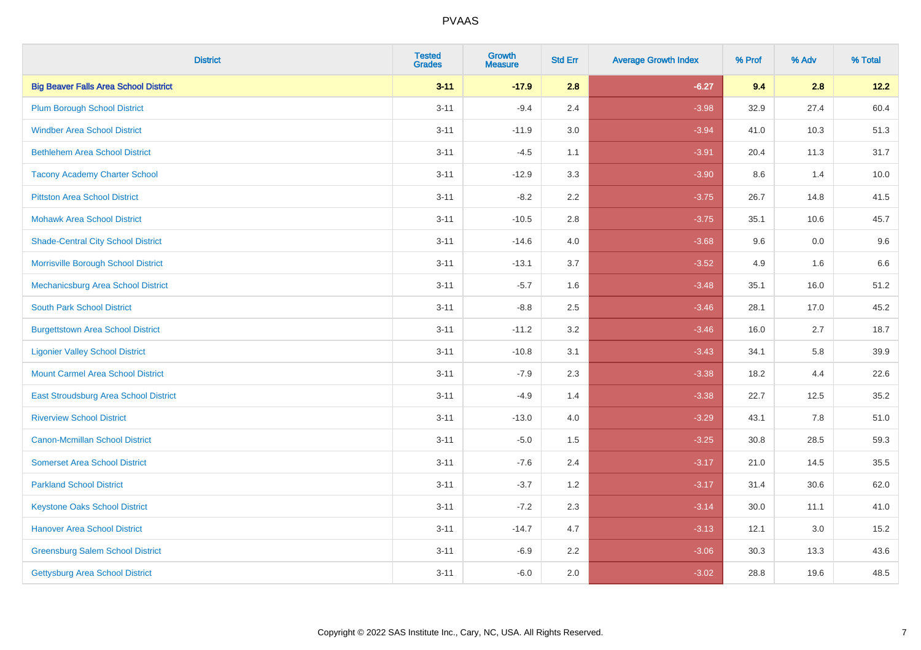| District | Tested Grades | Growth Measure | Std Err | Average Growth Index | % Prof | % Adv | % Total |
|---|---|---|---|---|---|---|---|
| **Big Beaver Falls Area School District** | **3-11** | **-17.9** | **2.8** | **-6.27** | **9.4** | **2.8** | **12.2** |
| Plum Borough School District | 3-11 | -9.4 | 2.4 | -3.98 | 32.9 | 27.4 | 60.4 |
| Windber Area School District | 3-11 | -11.9 | 3.0 | -3.94 | 41.0 | 10.3 | 51.3 |
| Bethlehem Area School District | 3-11 | -4.5 | 1.1 | -3.91 | 20.4 | 11.3 | 31.7 |
| Tacony Academy Charter School | 3-11 | -12.9 | 3.3 | -3.90 | 8.6 | 1.4 | 10.0 |
| Pittston Area School District | 3-11 | -8.2 | 2.2 | -3.75 | 26.7 | 14.8 | 41.5 |
| Mohawk Area School District | 3-11 | -10.5 | 2.8 | -3.75 | 35.1 | 10.6 | 45.7 |
| Shade-Central City School District | 3-11 | -14.6 | 4.0 | -3.68 | 9.6 | 0.0 | 9.6 |
| Morrisville Borough School District | 3-11 | -13.1 | 3.7 | -3.52 | 4.9 | 1.6 | 6.6 |
| Mechanicsburg Area School District | 3-11 | -5.7 | 1.6 | -3.48 | 35.1 | 16.0 | 51.2 |
| South Park School District | 3-11 | -8.8 | 2.5 | -3.46 | 28.1 | 17.0 | 45.2 |
| Burgettstown Area School District | 3-11 | -11.2 | 3.2 | -3.46 | 16.0 | 2.7 | 18.7 |
| Ligonier Valley School District | 3-11 | -10.8 | 3.1 | -3.43 | 34.1 | 5.8 | 39.9 |
| Mount Carmel Area School District | 3-11 | -7.9 | 2.3 | -3.38 | 18.2 | 4.4 | 22.6 |
| East Stroudsburg Area School District | 3-11 | -4.9 | 1.4 | -3.38 | 22.7 | 12.5 | 35.2 |
| Riverview School District | 3-11 | -13.0 | 4.0 | -3.29 | 43.1 | 7.8 | 51.0 |
| Canon-Mcmillan School District | 3-11 | -5.0 | 1.5 | -3.25 | 30.8 | 28.5 | 59.3 |
| Somerset Area School District | 3-11 | -7.6 | 2.4 | -3.17 | 21.0 | 14.5 | 35.5 |
| Parkland School District | 3-11 | -3.7 | 1.2 | -3.17 | 31.4 | 30.6 | 62.0 |
| Keystone Oaks School District | 3-11 | -7.2 | 2.3 | -3.14 | 30.0 | 11.1 | 41.0 |
| Hanover Area School District | 3-11 | -14.7 | 4.7 | -3.13 | 12.1 | 3.0 | 15.2 |
| Greensburg Salem School District | 3-11 | -6.9 | 2.2 | -3.06 | 30.3 | 13.3 | 43.6 |
| Gettysburg Area School District | 3-11 | -6.0 | 2.0 | -3.02 | 28.8 | 19.6 | 48.5 |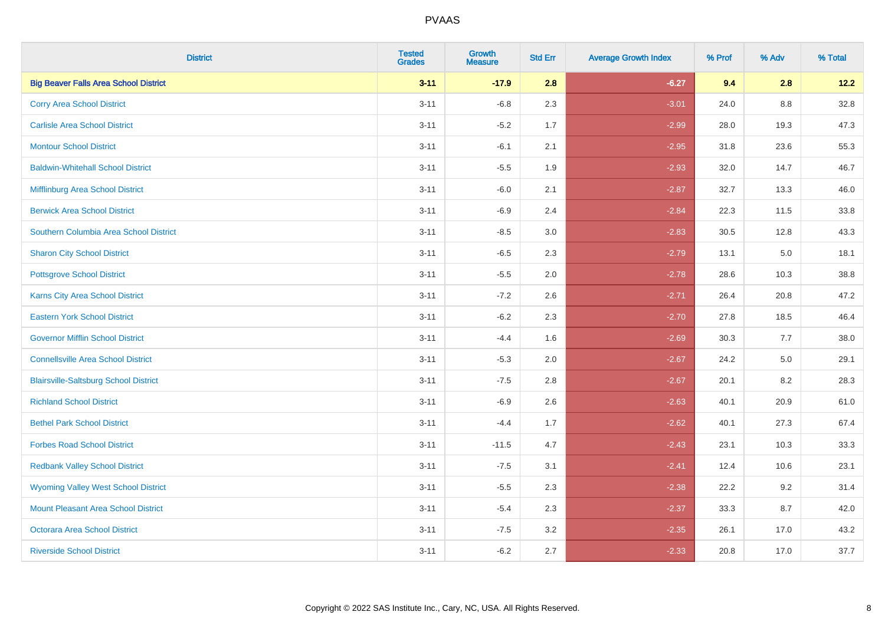# PVAAS

| District | Tested Grades | Growth Measure | Std Err | Average Growth Index | % Prof | % Adv | % Total |
|---|---|---|---|---|---|---|---|
| **Big Beaver Falls Area School District** | **3-11** | **-17.9** | **2.8** | **-6.27** | **9.4** | **2.8** | **12.2** |
| Corry Area School District | 3-11 | -6.8 | 2.3 | -3.01 | 24.0 | 8.8 | 32.8 |
| Carlisle Area School District | 3-11 | -5.2 | 1.7 | -2.99 | 28.0 | 19.3 | 47.3 |
| Montour School District | 3-11 | -6.1 | 2.1 | -2.95 | 31.8 | 23.6 | 55.3 |
| Baldwin-Whitehall School District | 3-11 | -5.5 | 1.9 | -2.93 | 32.0 | 14.7 | 46.7 |
| Mifflinburg Area School District | 3-11 | -6.0 | 2.1 | -2.87 | 32.7 | 13.3 | 46.0 |
| Berwick Area School District | 3-11 | -6.9 | 2.4 | -2.84 | 22.3 | 11.5 | 33.8 |
| Southern Columbia Area School District | 3-11 | -8.5 | 3.0 | -2.83 | 30.5 | 12.8 | 43.3 |
| Sharon City School District | 3-11 | -6.5 | 2.3 | -2.79 | 13.1 | 5.0 | 18.1 |
| Pottsgrove School District | 3-11 | -5.5 | 2.0 | -2.78 | 28.6 | 10.3 | 38.8 |
| Karns City Area School District | 3-11 | -7.2 | 2.6 | -2.71 | 26.4 | 20.8 | 47.2 |
| Eastern York School District | 3-11 | -6.2 | 2.3 | -2.70 | 27.8 | 18.5 | 46.4 |
| Governor Mifflin School District | 3-11 | -4.4 | 1.6 | -2.69 | 30.3 | 7.7 | 38.0 |
| Connellsville Area School District | 3-11 | -5.3 | 2.0 | -2.67 | 24.2 | 5.0 | 29.1 |
| Blairsville-Saltsburg School District | 3-11 | -7.5 | 2.8 | -2.67 | 20.1 | 8.2 | 28.3 |
| Richland School District | 3-11 | -6.9 | 2.6 | -2.63 | 40.1 | 20.9 | 61.0 |
| Bethel Park School District | 3-11 | -4.4 | 1.7 | -2.62 | 40.1 | 27.3 | 67.4 |
| Forbes Road School District | 3-11 | -11.5 | 4.7 | -2.43 | 23.1 | 10.3 | 33.3 |
| Redbank Valley School District | 3-11 | -7.5 | 3.1 | -2.41 | 12.4 | 10.6 | 23.1 |
| Wyoming Valley West School District | 3-11 | -5.5 | 2.3 | -2.38 | 22.2 | 9.2 | 31.4 |
| Mount Pleasant Area School District | 3-11 | -5.4 | 2.3 | -2.37 | 33.3 | 8.7 | 42.0 |
| Octorara Area School District | 3-11 | -7.5 | 3.2 | -2.35 | 26.1 | 17.0 | 43.2 |
| Riverside School District | 3-11 | -6.2 | 2.7 | -2.33 | 20.8 | 17.0 | 37.7 |

Copyright © 2022 SAS Institute Inc., Cary, NC, USA. All Rights Reserved.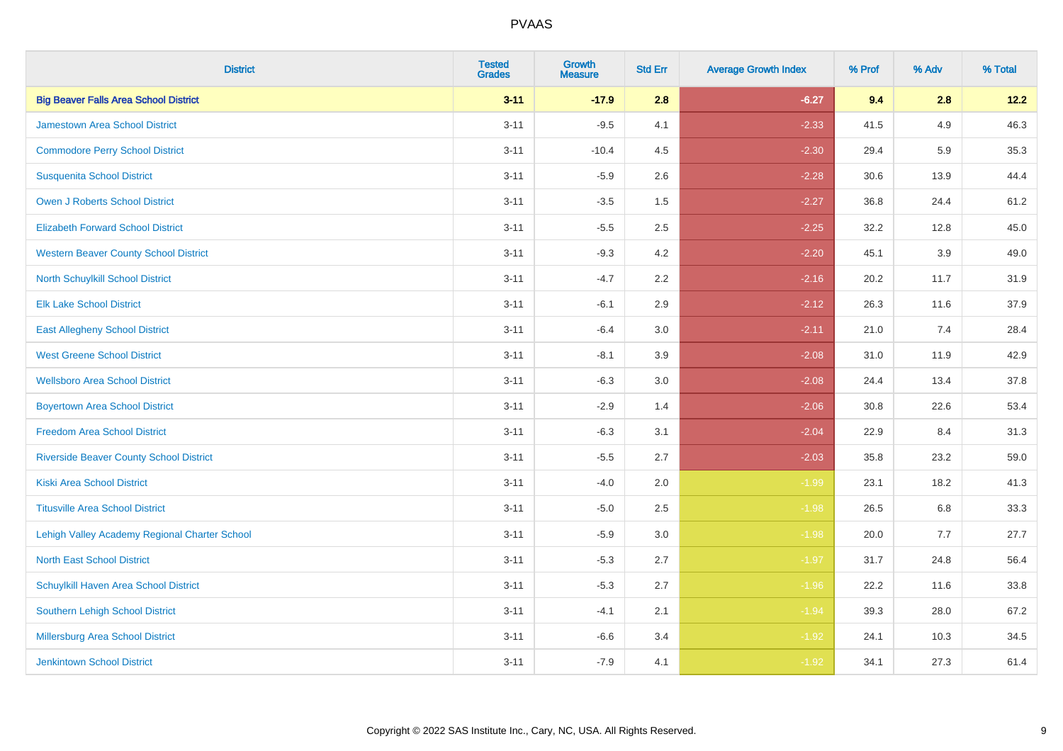# PVAAS

| District | Tested Grades | Growth Measure | Std Err | Average Growth Index | % Prof | % Adv | % Total |
|---|---|---|---|---|---|---|---|
| **Big Beaver Falls Area School District** | **3-11** | **-17.9** | **2.8** | **-6.27** | **9.4** | **2.8** | **12.2** |
| Jamestown Area School District | 3-11 | -9.5 | 4.1 | -2.33 | 41.5 | 4.9 | 46.3 |
| Commodore Perry School District | 3-11 | -10.4 | 4.5 | -2.30 | 29.4 | 5.9 | 35.3 |
| Susquenita School District | 3-11 | -5.9 | 2.6 | -2.28 | 30.6 | 13.9 | 44.4 |
| Owen J Roberts School District | 3-11 | -3.5 | 1.5 | -2.27 | 36.8 | 24.4 | 61.2 |
| Elizabeth Forward School District | 3-11 | -5.5 | 2.5 | -2.25 | 32.2 | 12.8 | 45.0 |
| Western Beaver County School District | 3-11 | -9.3 | 4.2 | -2.20 | 45.1 | 3.9 | 49.0 |
| North Schuylkill School District | 3-11 | -4.7 | 2.2 | -2.16 | 20.2 | 11.7 | 31.9 |
| Elk Lake School District | 3-11 | -6.1 | 2.9 | -2.12 | 26.3 | 11.6 | 37.9 |
| East Allegheny School District | 3-11 | -6.4 | 3.0 | -2.11 | 21.0 | 7.4 | 28.4 |
| West Greene School District | 3-11 | -8.1 | 3.9 | -2.08 | 31.0 | 11.9 | 42.9 |
| Wellsboro Area School District | 3-11 | -6.3 | 3.0 | -2.08 | 24.4 | 13.4 | 37.8 |
| Boyertown Area School District | 3-11 | -2.9 | 1.4 | -2.06 | 30.8 | 22.6 | 53.4 |
| Freedom Area School District | 3-11 | -6.3 | 3.1 | -2.04 | 22.9 | 8.4 | 31.3 |
| Riverside Beaver County School District | 3-11 | -5.5 | 2.7 | -2.03 | 35.8 | 23.2 | 59.0 |
| Kiski Area School District | 3-11 | -4.0 | 2.0 | -1.99 | 23.1 | 18.2 | 41.3 |
| Titusville Area School District | 3-11 | -5.0 | 2.5 | -1.98 | 26.5 | 6.8 | 33.3 |
| Lehigh Valley Academy Regional Charter School | 3-11 | -5.9 | 3.0 | -1.98 | 20.0 | 7.7 | 27.7 |
| North East School District | 3-11 | -5.3 | 2.7 | -1.97 | 31.7 | 24.8 | 56.4 |
| Schuylkill Haven Area School District | 3-11 | -5.3 | 2.7 | -1.96 | 22.2 | 11.6 | 33.8 |
| Southern Lehigh School District | 3-11 | -4.1 | 2.1 | -1.94 | 39.3 | 28.0 | 67.2 |
| Millersburg Area School District | 3-11 | -6.6 | 3.4 | -1.92 | 24.1 | 10.3 | 34.5 |
| Jenkintown School District | 3-11 | -7.9 | 4.1 | -1.92 | 34.1 | 27.3 | 61.4 |

Copyright © 2022 SAS Institute Inc., Cary, NC, USA. All Rights Reserved.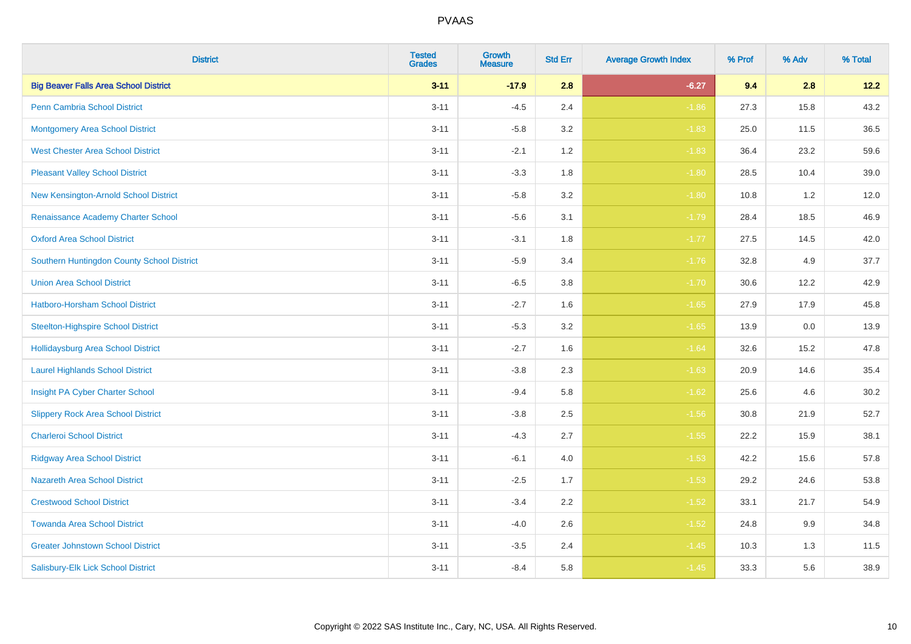# PVAAS

| District | Tested Grades | Growth Measure | Std Err | Average Growth Index | % Prof | % Adv | % Total |
|---|---|---|---|---|---|---|---|
| **Big Beaver Falls Area School District** | **3-11** | **-17.9** | **2.8** | **-6.27** | **9.4** | **2.8** | **12.2** |
| Penn Cambria School District | 3-11 | -4.5 | 2.4 | -1.86 | 27.3 | 15.8 | 43.2 |
| Montgomery Area School District | 3-11 | -5.8 | 3.2 | -1.83 | 25.0 | 11.5 | 36.5 |
| West Chester Area School District | 3-11 | -2.1 | 1.2 | -1.83 | 36.4 | 23.2 | 59.6 |
| Pleasant Valley School District | 3-11 | -3.3 | 1.8 | -1.80 | 28.5 | 10.4 | 39.0 |
| New Kensington-Arnold School District | 3-11 | -5.8 | 3.2 | -1.80 | 10.8 | 1.2 | 12.0 |
| Renaissance Academy Charter School | 3-11 | -5.6 | 3.1 | -1.79 | 28.4 | 18.5 | 46.9 |
| Oxford Area School District | 3-11 | -3.1 | 1.8 | -1.77 | 27.5 | 14.5 | 42.0 |
| Southern Huntingdon County School District | 3-11 | -5.9 | 3.4 | -1.76 | 32.8 | 4.9 | 37.7 |
| Union Area School District | 3-11 | -6.5 | 3.8 | -1.70 | 30.6 | 12.2 | 42.9 |
| Hatboro-Horsham School District | 3-11 | -2.7 | 1.6 | -1.65 | 27.9 | 17.9 | 45.8 |
| Steelton-Highspire School District | 3-11 | -5.3 | 3.2 | -1.65 | 13.9 | 0.0 | 13.9 |
| Hollidaysburg Area School District | 3-11 | -2.7 | 1.6 | -1.64 | 32.6 | 15.2 | 47.8 |
| Laurel Highlands School District | 3-11 | -3.8 | 2.3 | -1.63 | 20.9 | 14.6 | 35.4 |
| Insight PA Cyber Charter School | 3-11 | -9.4 | 5.8 | -1.62 | 25.6 | 4.6 | 30.2 |
| Slippery Rock Area School District | 3-11 | -3.8 | 2.5 | -1.56 | 30.8 | 21.9 | 52.7 |
| Charleroi School District | 3-11 | -4.3 | 2.7 | -1.55 | 22.2 | 15.9 | 38.1 |
| Ridgway Area School District | 3-11 | -6.1 | 4.0 | -1.53 | 42.2 | 15.6 | 57.8 |
| Nazareth Area School District | 3-11 | -2.5 | 1.7 | -1.53 | 29.2 | 24.6 | 53.8 |
| Crestwood School District | 3-11 | -3.4 | 2.2 | -1.52 | 33.1 | 21.7 | 54.9 |
| Towanda Area School District | 3-11 | -4.0 | 2.6 | -1.52 | 24.8 | 9.9 | 34.8 |
| Greater Johnstown School District | 3-11 | -3.5 | 2.4 | -1.45 | 10.3 | 1.3 | 11.5 |
| Salisbury-Elk Lick School District | 3-11 | -8.4 | 5.8 | -1.45 | 33.3 | 5.6 | 38.9 |

Copyright © 2022 SAS Institute Inc., Cary, NC, USA. All Rights Reserved.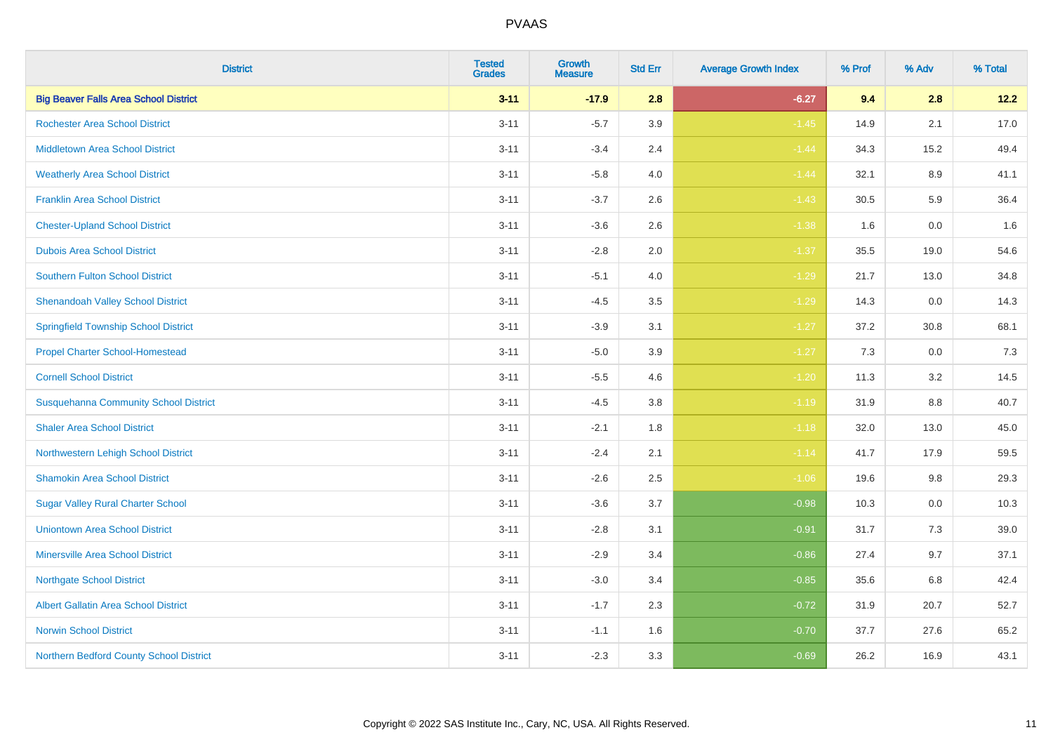| District | Tested Grades | Growth Measure | Std Err | Average Growth Index | % Prof | % Adv | % Total |
|---|---|---|---|---|---|---|---|
| **Big Beaver Falls Area School District** | **3-11** | **-17.9** | **2.8** | **-6.27** | **9.4** | **2.8** | **12.2** |
| Rochester Area School District | 3-11 | -5.7 | 3.9 | -1.45 | 14.9 | 2.1 | 17.0 |
| Middletown Area School District | 3-11 | -3.4 | 2.4 | -1.44 | 34.3 | 15.2 | 49.4 |
| Weatherly Area School District | 3-11 | -5.8 | 4.0 | -1.44 | 32.1 | 8.9 | 41.1 |
| Franklin Area School District | 3-11 | -3.7 | 2.6 | -1.43 | 30.5 | 5.9 | 36.4 |
| Chester-Upland School District | 3-11 | -3.6 | 2.6 | -1.38 | 1.6 | 0.0 | 1.6 |
| Dubois Area School District | 3-11 | -2.8 | 2.0 | -1.37 | 35.5 | 19.0 | 54.6 |
| Southern Fulton School District | 3-11 | -5.1 | 4.0 | -1.29 | 21.7 | 13.0 | 34.8 |
| Shenandoah Valley School District | 3-11 | -4.5 | 3.5 | -1.29 | 14.3 | 0.0 | 14.3 |
| Springfield Township School District | 3-11 | -3.9 | 3.1 | -1.27 | 37.2 | 30.8 | 68.1 |
| Propel Charter School-Homestead | 3-11 | -5.0 | 3.9 | -1.27 | 7.3 | 0.0 | 7.3 |
| Cornell School District | 3-11 | -5.5 | 4.6 | -1.20 | 11.3 | 3.2 | 14.5 |
| Susquehanna Community School District | 3-11 | -4.5 | 3.8 | -1.19 | 31.9 | 8.8 | 40.7 |
| Shaler Area School District | 3-11 | -2.1 | 1.8 | -1.18 | 32.0 | 13.0 | 45.0 |
| Northwestern Lehigh School District | 3-11 | -2.4 | 2.1 | -1.14 | 41.7 | 17.9 | 59.5 |
| Shamokin Area School District | 3-11 | -2.6 | 2.5 | -1.06 | 19.6 | 9.8 | 29.3 |
| Sugar Valley Rural Charter School | 3-11 | -3.6 | 3.7 | -0.98 | 10.3 | 0.0 | 10.3 |
| Uniontown Area School District | 3-11 | -2.8 | 3.1 | -0.91 | 31.7 | 7.3 | 39.0 |
| Minersville Area School District | 3-11 | -2.9 | 3.4 | -0.86 | 27.4 | 9.7 | 37.1 |
| Northgate School District | 3-11 | -3.0 | 3.4 | -0.85 | 35.6 | 6.8 | 42.4 |
| Albert Gallatin Area School District | 3-11 | -1.7 | 2.3 | -0.72 | 31.9 | 20.7 | 52.7 |
| Norwin School District | 3-11 | -1.1 | 1.6 | -0.70 | 37.7 | 27.6 | 65.2 |
| Northern Bedford County School District | 3-11 | -2.3 | 3.3 | -0.69 | 26.2 | 16.9 | 43.1 |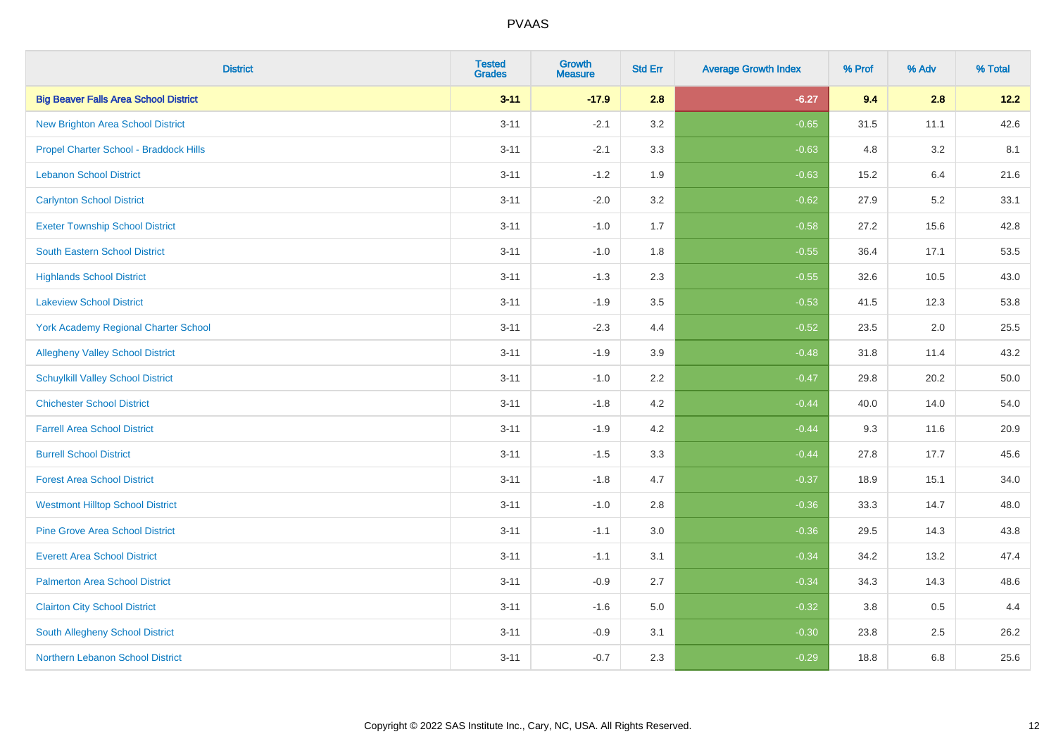# PVAAS

| District | Tested Grades | Growth Measure | Std Err | Average Growth Index | % Prof | % Adv | % Total |
|---|---|---|---|---|---|---|---|
| **Big Beaver Falls Area School District** | **3-11** | **-17.9** | **2.8** | **-6.27** | **9.4** | **2.8** | **12.2** |
| New Brighton Area School District | 3-11 | -2.1 | 3.2 | -0.65 | 31.5 | 11.1 | 42.6 |
| Propel Charter School - Braddock Hills | 3-11 | -2.1 | 3.3 | -0.63 | 4.8 | 3.2 | 8.1 |
| Lebanon School District | 3-11 | -1.2 | 1.9 | -0.63 | 15.2 | 6.4 | 21.6 |
| Carlynton School District | 3-11 | -2.0 | 3.2 | -0.62 | 27.9 | 5.2 | 33.1 |
| Exeter Township School District | 3-11 | -1.0 | 1.7 | -0.58 | 27.2 | 15.6 | 42.8 |
| South Eastern School District | 3-11 | -1.0 | 1.8 | -0.55 | 36.4 | 17.1 | 53.5 |
| Highlands School District | 3-11 | -1.3 | 2.3 | -0.55 | 32.6 | 10.5 | 43.0 |
| Lakeview School District | 3-11 | -1.9 | 3.5 | -0.53 | 41.5 | 12.3 | 53.8 |
| York Academy Regional Charter School | 3-11 | -2.3 | 4.4 | -0.52 | 23.5 | 2.0 | 25.5 |
| Allegheny Valley School District | 3-11 | -1.9 | 3.9 | -0.48 | 31.8 | 11.4 | 43.2 |
| Schuylkill Valley School District | 3-11 | -1.0 | 2.2 | -0.47 | 29.8 | 20.2 | 50.0 |
| Chichester School District | 3-11 | -1.8 | 4.2 | -0.44 | 40.0 | 14.0 | 54.0 |
| Farrell Area School District | 3-11 | -1.9 | 4.2 | -0.44 | 9.3 | 11.6 | 20.9 |
| Burrell School District | 3-11 | -1.5 | 3.3 | -0.44 | 27.8 | 17.7 | 45.6 |
| Forest Area School District | 3-11 | -1.8 | 4.7 | -0.37 | 18.9 | 15.1 | 34.0 |
| Westmont Hilltop School District | 3-11 | -1.0 | 2.8 | -0.36 | 33.3 | 14.7 | 48.0 |
| Pine Grove Area School District | 3-11 | -1.1 | 3.0 | -0.36 | 29.5 | 14.3 | 43.8 |
| Everett Area School District | 3-11 | -1.1 | 3.1 | -0.34 | 34.2 | 13.2 | 47.4 |
| Palmerton Area School District | 3-11 | -0.9 | 2.7 | -0.34 | 34.3 | 14.3 | 48.6 |
| Clairton City School District | 3-11 | -1.6 | 5.0 | -0.32 | 3.8 | 0.5 | 4.4 |
| South Allegheny School District | 3-11 | -0.9 | 3.1 | -0.30 | 23.8 | 2.5 | 26.2 |
| Northern Lebanon School District | 3-11 | -0.7 | 2.3 | -0.29 | 18.8 | 6.8 | 25.6 |

Copyright © 2022 SAS Institute Inc., Cary, NC, USA. All Rights Reserved.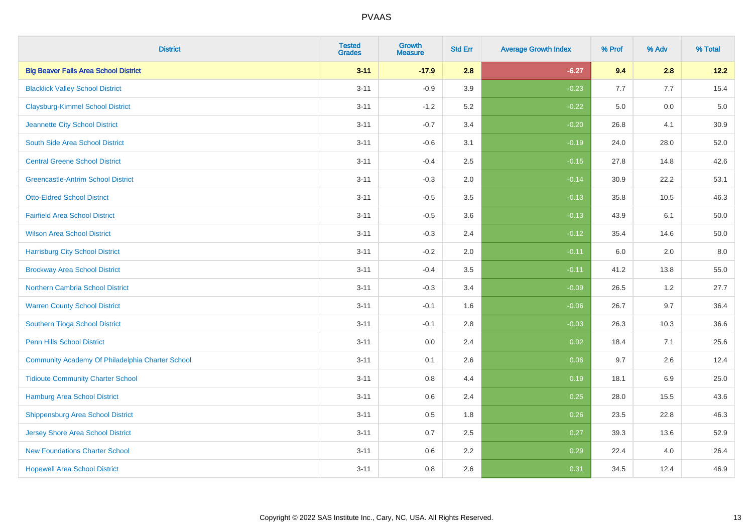# PVAAS

| District | Tested Grades | Growth Measure | Std Err | Average Growth Index | % Prof | % Adv | % Total |
|---|---|---|---|---|---|---|---|
| **Big Beaver Falls Area School District** | **3-11** | **-17.9** | **2.8** | **-6.27** | **9.4** | **2.8** | **12.2** |
| Blacklick Valley School District | 3-11 | -0.9 | 3.9 | -0.23 | 7.7 | 7.7 | 15.4 |
| Claysburg-Kimmel School District | 3-11 | -1.2 | 5.2 | -0.22 | 5.0 | 0.0 | 5.0 |
| Jeannette City School District | 3-11 | -0.7 | 3.4 | -0.20 | 26.8 | 4.1 | 30.9 |
| South Side Area School District | 3-11 | -0.6 | 3.1 | -0.19 | 24.0 | 28.0 | 52.0 |
| Central Greene School District | 3-11 | -0.4 | 2.5 | -0.15 | 27.8 | 14.8 | 42.6 |
| Greencastle-Antrim School District | 3-11 | -0.3 | 2.0 | -0.14 | 30.9 | 22.2 | 53.1 |
| Otto-Eldred School District | 3-11 | -0.5 | 3.5 | -0.13 | 35.8 | 10.5 | 46.3 |
| Fairfield Area School District | 3-11 | -0.5 | 3.6 | -0.13 | 43.9 | 6.1 | 50.0 |
| Wilson Area School District | 3-11 | -0.3 | 2.4 | -0.12 | 35.4 | 14.6 | 50.0 |
| Harrisburg City School District | 3-11 | -0.2 | 2.0 | -0.11 | 6.0 | 2.0 | 8.0 |
| Brockway Area School District | 3-11 | -0.4 | 3.5 | -0.11 | 41.2 | 13.8 | 55.0 |
| Northern Cambria School District | 3-11 | -0.3 | 3.4 | -0.09 | 26.5 | 1.2 | 27.7 |
| Warren County School District | 3-11 | -0.1 | 1.6 | -0.06 | 26.7 | 9.7 | 36.4 |
| Southern Tioga School District | 3-11 | -0.1 | 2.8 | -0.03 | 26.3 | 10.3 | 36.6 |
| Penn Hills School District | 3-11 | 0.0 | 2.4 | 0.02 | 18.4 | 7.1 | 25.6 |
| Community Academy Of Philadelphia Charter School | 3-11 | 0.1 | 2.6 | 0.06 | 9.7 | 2.6 | 12.4 |
| Tidioute Community Charter School | 3-11 | 0.8 | 4.4 | 0.19 | 18.1 | 6.9 | 25.0 |
| Hamburg Area School District | 3-11 | 0.6 | 2.4 | 0.25 | 28.0 | 15.5 | 43.6 |
| Shippensburg Area School District | 3-11 | 0.5 | 1.8 | 0.26 | 23.5 | 22.8 | 46.3 |
| Jersey Shore Area School District | 3-11 | 0.7 | 2.5 | 0.27 | 39.3 | 13.6 | 52.9 |
| New Foundations Charter School | 3-11 | 0.6 | 2.2 | 0.29 | 22.4 | 4.0 | 26.4 |
| Hopewell Area School District | 3-11 | 0.8 | 2.6 | 0.31 | 34.5 | 12.4 | 46.9 |

Copyright © 2022 SAS Institute Inc., Cary, NC, USA. All Rights Reserved.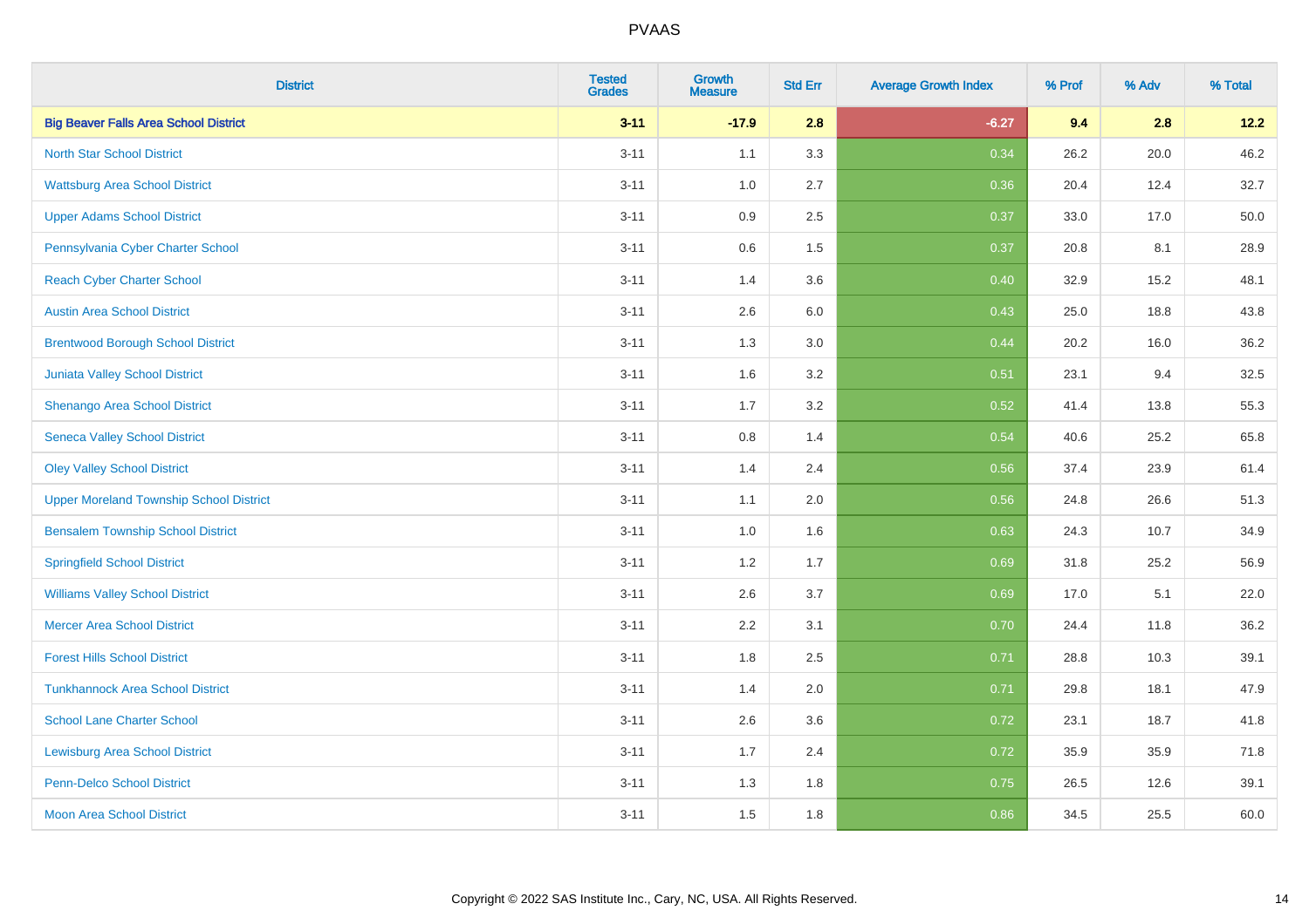| District | Tested Grades | Growth Measure | Std Err | Average Growth Index | % Prof | % Adv | % Total |
|---|---|---|---|---|---|---|---|
| **Big Beaver Falls Area School District** | **3-11** | **-17.9** | **2.8** | **-6.27** | **9.4** | **2.8** | **12.2** |
| North Star School District | 3-11 | 1.1 | 3.3 | 0.34 | 26.2 | 20.0 | 46.2 |
| Wattsburg Area School District | 3-11 | 1.0 | 2.7 | 0.36 | 20.4 | 12.4 | 32.7 |
| Upper Adams School District | 3-11 | 0.9 | 2.5 | 0.37 | 33.0 | 17.0 | 50.0 |
| Pennsylvania Cyber Charter School | 3-11 | 0.6 | 1.5 | 0.37 | 20.8 | 8.1 | 28.9 |
| Reach Cyber Charter School | 3-11 | 1.4 | 3.6 | 0.40 | 32.9 | 15.2 | 48.1 |
| Austin Area School District | 3-11 | 2.6 | 6.0 | 0.43 | 25.0 | 18.8 | 43.8 |
| Brentwood Borough School District | 3-11 | 1.3 | 3.0 | 0.44 | 20.2 | 16.0 | 36.2 |
| Juniata Valley School District | 3-11 | 1.6 | 3.2 | 0.51 | 23.1 | 9.4 | 32.5 |
| Shenango Area School District | 3-11 | 1.7 | 3.2 | 0.52 | 41.4 | 13.8 | 55.3 |
| Seneca Valley School District | 3-11 | 0.8 | 1.4 | 0.54 | 40.6 | 25.2 | 65.8 |
| Oley Valley School District | 3-11 | 1.4 | 2.4 | 0.56 | 37.4 | 23.9 | 61.4 |
| Upper Moreland Township School District | 3-11 | 1.1 | 2.0 | 0.56 | 24.8 | 26.6 | 51.3 |
| Bensalem Township School District | 3-11 | 1.0 | 1.6 | 0.63 | 24.3 | 10.7 | 34.9 |
| Springfield School District | 3-11 | 1.2 | 1.7 | 0.69 | 31.8 | 25.2 | 56.9 |
| Williams Valley School District | 3-11 | 2.6 | 3.7 | 0.69 | 17.0 | 5.1 | 22.0 |
| Mercer Area School District | 3-11 | 2.2 | 3.1 | 0.70 | 24.4 | 11.8 | 36.2 |
| Forest Hills School District | 3-11 | 1.8 | 2.5 | 0.71 | 28.8 | 10.3 | 39.1 |
| Tunkhannock Area School District | 3-11 | 1.4 | 2.0 | 0.71 | 29.8 | 18.1 | 47.9 |
| School Lane Charter School | 3-11 | 2.6 | 3.6 | 0.72 | 23.1 | 18.7 | 41.8 |
| Lewisburg Area School District | 3-11 | 1.7 | 2.4 | 0.72 | 35.9 | 35.9 | 71.8 |
| Penn-Delco School District | 3-11 | 1.3 | 1.8 | 0.75 | 26.5 | 12.6 | 39.1 |
| Moon Area School District | 3-11 | 1.5 | 1.8 | 0.86 | 34.5 | 25.5 | 60.0 |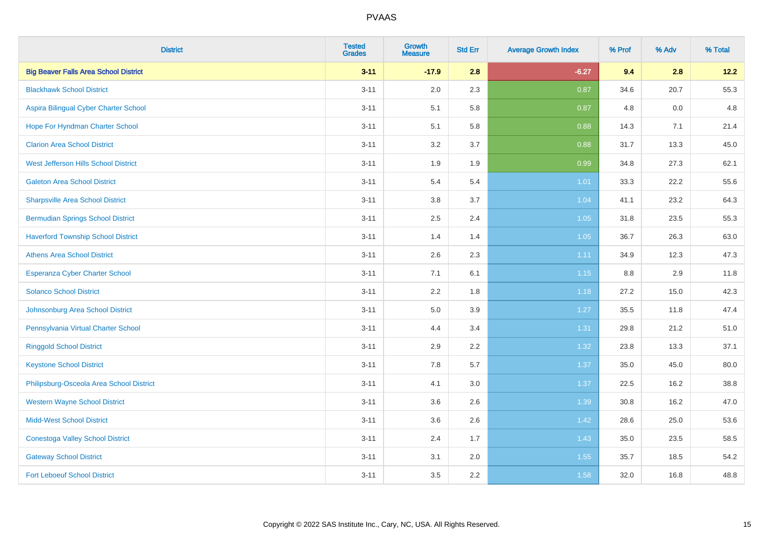# PVAAS

| District | Tested Grades | Growth Measure | Std Err | Average Growth Index | % Prof | % Adv | % Total |
|---|---|---|---|---|---|---|---|
| **Big Beaver Falls Area School District** | **3-11** | **-17.9** | **2.8** | **-6.27** | **9.4** | **2.8** | **12.2** |
| Blackhawk School District | 3-11 | 2.0 | 2.3 | 0.87 | 34.6 | 20.7 | 55.3 |
| Aspira Bilingual Cyber Charter School | 3-11 | 5.1 | 5.8 | 0.87 | 4.8 | 0.0 | 4.8 |
| Hope For Hyndman Charter School | 3-11 | 5.1 | 5.8 | 0.88 | 14.3 | 7.1 | 21.4 |
| Clarion Area School District | 3-11 | 3.2 | 3.7 | 0.88 | 31.7 | 13.3 | 45.0 |
| West Jefferson Hills School District | 3-11 | 1.9 | 1.9 | 0.99 | 34.8 | 27.3 | 62.1 |
| Galeton Area School District | 3-11 | 5.4 | 5.4 | 1.01 | 33.3 | 22.2 | 55.6 |
| Sharpsville Area School District | 3-11 | 3.8 | 3.7 | 1.04 | 41.1 | 23.2 | 64.3 |
| Bermudian Springs School District | 3-11 | 2.5 | 2.4 | 1.05 | 31.8 | 23.5 | 55.3 |
| Haverford Township School District | 3-11 | 1.4 | 1.4 | 1.05 | 36.7 | 26.3 | 63.0 |
| Athens Area School District | 3-11 | 2.6 | 2.3 | 1.11 | 34.9 | 12.3 | 47.3 |
| Esperanza Cyber Charter School | 3-11 | 7.1 | 6.1 | 1.15 | 8.8 | 2.9 | 11.8 |
| Solanco School District | 3-11 | 2.2 | 1.8 | 1.18 | 27.2 | 15.0 | 42.3 |
| Johnsonburg Area School District | 3-11 | 5.0 | 3.9 | 1.27 | 35.5 | 11.8 | 47.4 |
| Pennsylvania Virtual Charter School | 3-11 | 4.4 | 3.4 | 1.31 | 29.8 | 21.2 | 51.0 |
| Ringgold School District | 3-11 | 2.9 | 2.2 | 1.32 | 23.8 | 13.3 | 37.1 |
| Keystone School District | 3-11 | 7.8 | 5.7 | 1.37 | 35.0 | 45.0 | 80.0 |
| Philipsburg-Osceola Area School District | 3-11 | 4.1 | 3.0 | 1.37 | 22.5 | 16.2 | 38.8 |
| Western Wayne School District | 3-11 | 3.6 | 2.6 | 1.39 | 30.8 | 16.2 | 47.0 |
| Midd-West School District | 3-11 | 3.6 | 2.6 | 1.42 | 28.6 | 25.0 | 53.6 |
| Conestoga Valley School District | 3-11 | 2.4 | 1.7 | 1.43 | 35.0 | 23.5 | 58.5 |
| Gateway School District | 3-11 | 3.1 | 2.0 | 1.55 | 35.7 | 18.5 | 54.2 |
| Fort Leboeuf School District | 3-11 | 3.5 | 2.2 | 1.58 | 32.0 | 16.8 | 48.8 |

Copyright © 2022 SAS Institute Inc., Cary, NC, USA. All Rights Reserved.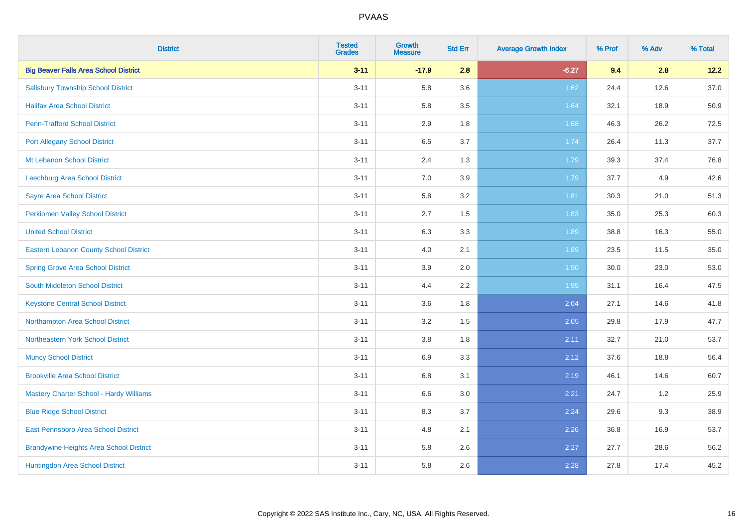# PVAAS

| District | Tested Grades | Growth Measure | Std Err | Average Growth Index | % Prof | % Adv | % Total |
|---|---|---|---|---|---|---|---|
| **Big Beaver Falls Area School District** | **3-11** | **-17.9** | **2.8** | **-6.27** | **9.4** | **2.8** | **12.2** |
| Salisbury Township School District | 3-11 | 5.8 | 3.6 | 1.62 | 24.4 | 12.6 | 37.0 |
| Halifax Area School District | 3-11 | 5.8 | 3.5 | 1.64 | 32.1 | 18.9 | 50.9 |
| Penn-Trafford School District | 3-11 | 2.9 | 1.8 | 1.68 | 46.3 | 26.2 | 72.5 |
| Port Allegany School District | 3-11 | 6.5 | 3.7 | 1.74 | 26.4 | 11.3 | 37.7 |
| Mt Lebanon School District | 3-11 | 2.4 | 1.3 | 1.79 | 39.3 | 37.4 | 76.8 |
| Leechburg Area School District | 3-11 | 7.0 | 3.9 | 1.79 | 37.7 | 4.9 | 42.6 |
| Sayre Area School District | 3-11 | 5.8 | 3.2 | 1.81 | 30.3 | 21.0 | 51.3 |
| Perkiomen Valley School District | 3-11 | 2.7 | 1.5 | 1.83 | 35.0 | 25.3 | 60.3 |
| United School District | 3-11 | 6.3 | 3.3 | 1.89 | 38.8 | 16.3 | 55.0 |
| Eastern Lebanon County School District | 3-11 | 4.0 | 2.1 | 1.89 | 23.5 | 11.5 | 35.0 |
| Spring Grove Area School District | 3-11 | 3.9 | 2.0 | 1.90 | 30.0 | 23.0 | 53.0 |
| South Middleton School District | 3-11 | 4.4 | 2.2 | 1.95 | 31.1 | 16.4 | 47.5 |
| Keystone Central School District | 3-11 | 3.6 | 1.8 | 2.04 | 27.1 | 14.6 | 41.8 |
| Northampton Area School District | 3-11 | 3.2 | 1.5 | 2.05 | 29.8 | 17.9 | 47.7 |
| Northeastern York School District | 3-11 | 3.8 | 1.8 | 2.11 | 32.7 | 21.0 | 53.7 |
| Muncy School District | 3-11 | 6.9 | 3.3 | 2.12 | 37.6 | 18.8 | 56.4 |
| Brookville Area School District | 3-11 | 6.8 | 3.1 | 2.19 | 46.1 | 14.6 | 60.7 |
| Mastery Charter School - Hardy Williams | 3-11 | 6.6 | 3.0 | 2.21 | 24.7 | 1.2 | 25.9 |
| Blue Ridge School District | 3-11 | 8.3 | 3.7 | 2.24 | 29.6 | 9.3 | 38.9 |
| East Pennsboro Area School District | 3-11 | 4.8 | 2.1 | 2.26 | 36.8 | 16.9 | 53.7 |
| Brandywine Heights Area School District | 3-11 | 5.8 | 2.6 | 2.27 | 27.7 | 28.6 | 56.2 |
| Huntingdon Area School District | 3-11 | 5.8 | 2.6 | 2.28 | 27.8 | 17.4 | 45.2 |

Copyright © 2022 SAS Institute Inc., Cary, NC, USA. All Rights Reserved.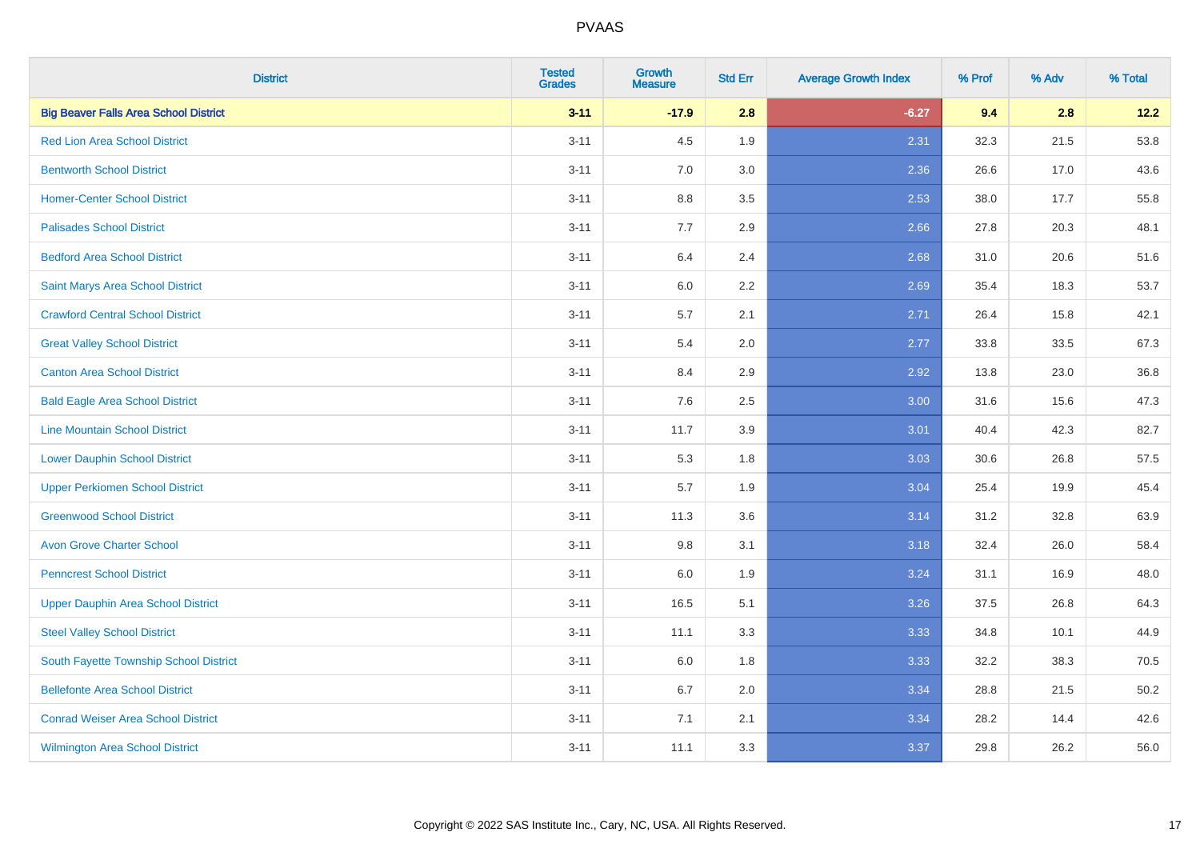| District | Tested Grades | Growth Measure | Std Err | Average Growth Index | % Prof | % Adv | % Total |
|---|---|---|---|---|---|---|---|
| **Big Beaver Falls Area School District** | **3-11** | **-17.9** | **2.8** | **-6.27** | **9.4** | **2.8** | **12.2** |
| Red Lion Area School District | 3-11 | 4.5 | 1.9 | 2.31 | 32.3 | 21.5 | 53.8 |
| Bentworth School District | 3-11 | 7.0 | 3.0 | 2.36 | 26.6 | 17.0 | 43.6 |
| Homer-Center School District | 3-11 | 8.8 | 3.5 | 2.53 | 38.0 | 17.7 | 55.8 |
| Palisades School District | 3-11 | 7.7 | 2.9 | 2.66 | 27.8 | 20.3 | 48.1 |
| Bedford Area School District | 3-11 | 6.4 | 2.4 | 2.68 | 31.0 | 20.6 | 51.6 |
| Saint Marys Area School District | 3-11 | 6.0 | 2.2 | 2.69 | 35.4 | 18.3 | 53.7 |
| Crawford Central School District | 3-11 | 5.7 | 2.1 | 2.71 | 26.4 | 15.8 | 42.1 |
| Great Valley School District | 3-11 | 5.4 | 2.0 | 2.77 | 33.8 | 33.5 | 67.3 |
| Canton Area School District | 3-11 | 8.4 | 2.9 | 2.92 | 13.8 | 23.0 | 36.8 |
| Bald Eagle Area School District | 3-11 | 7.6 | 2.5 | 3.00 | 31.6 | 15.6 | 47.3 |
| Line Mountain School District | 3-11 | 11.7 | 3.9 | 3.01 | 40.4 | 42.3 | 82.7 |
| Lower Dauphin School District | 3-11 | 5.3 | 1.8 | 3.03 | 30.6 | 26.8 | 57.5 |
| Upper Perkiomen School District | 3-11 | 5.7 | 1.9 | 3.04 | 25.4 | 19.9 | 45.4 |
| Greenwood School District | 3-11 | 11.3 | 3.6 | 3.14 | 31.2 | 32.8 | 63.9 |
| Avon Grove Charter School | 3-11 | 9.8 | 3.1 | 3.18 | 32.4 | 26.0 | 58.4 |
| Penncrest School District | 3-11 | 6.0 | 1.9 | 3.24 | 31.1 | 16.9 | 48.0 |
| Upper Dauphin Area School District | 3-11 | 16.5 | 5.1 | 3.26 | 37.5 | 26.8 | 64.3 |
| Steel Valley School District | 3-11 | 11.1 | 3.3 | 3.33 | 34.8 | 10.1 | 44.9 |
| South Fayette Township School District | 3-11 | 6.0 | 1.8 | 3.33 | 32.2 | 38.3 | 70.5 |
| Bellefonte Area School District | 3-11 | 6.7 | 2.0 | 3.34 | 28.8 | 21.5 | 50.2 |
| Conrad Weiser Area School District | 3-11 | 7.1 | 2.1 | 3.34 | 28.2 | 14.4 | 42.6 |
| Wilmington Area School District | 3-11 | 11.1 | 3.3 | 3.37 | 29.8 | 26.2 | 56.0 |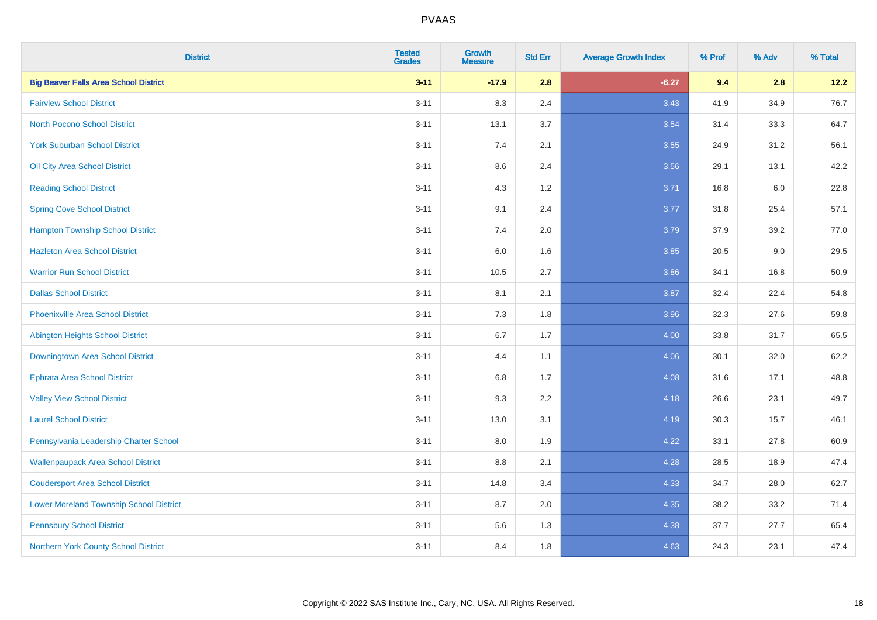# PVAAS

| District | Tested Grades | Growth Measure | Std Err | Average Growth Index | % Prof | % Adv | % Total |
|---|---|---|---|---|---|---|---|
| **Big Beaver Falls Area School District** | **3-11** | **-17.9** | **2.8** | **-6.27** | **9.4** | **2.8** | **12.2** |
| Fairview School District | 3-11 | 8.3 | 2.4 | 3.43 | 41.9 | 34.9 | 76.7 |
| North Pocono School District | 3-11 | 13.1 | 3.7 | 3.54 | 31.4 | 33.3 | 64.7 |
| York Suburban School District | 3-11 | 7.4 | 2.1 | 3.55 | 24.9 | 31.2 | 56.1 |
| Oil City Area School District | 3-11 | 8.6 | 2.4 | 3.56 | 29.1 | 13.1 | 42.2 |
| Reading School District | 3-11 | 4.3 | 1.2 | 3.71 | 16.8 | 6.0 | 22.8 |
| Spring Cove School District | 3-11 | 9.1 | 2.4 | 3.77 | 31.8 | 25.4 | 57.1 |
| Hampton Township School District | 3-11 | 7.4 | 2.0 | 3.79 | 37.9 | 39.2 | 77.0 |
| Hazleton Area School District | 3-11 | 6.0 | 1.6 | 3.85 | 20.5 | 9.0 | 29.5 |
| Warrior Run School District | 3-11 | 10.5 | 2.7 | 3.86 | 34.1 | 16.8 | 50.9 |
| Dallas School District | 3-11 | 8.1 | 2.1 | 3.87 | 32.4 | 22.4 | 54.8 |
| Phoenixville Area School District | 3-11 | 7.3 | 1.8 | 3.96 | 32.3 | 27.6 | 59.8 |
| Abington Heights School District | 3-11 | 6.7 | 1.7 | 4.00 | 33.8 | 31.7 | 65.5 |
| Downingtown Area School District | 3-11 | 4.4 | 1.1 | 4.06 | 30.1 | 32.0 | 62.2 |
| Ephrata Area School District | 3-11 | 6.8 | 1.7 | 4.08 | 31.6 | 17.1 | 48.8 |
| Valley View School District | 3-11 | 9.3 | 2.2 | 4.18 | 26.6 | 23.1 | 49.7 |
| Laurel School District | 3-11 | 13.0 | 3.1 | 4.19 | 30.3 | 15.7 | 46.1 |
| Pennsylvania Leadership Charter School | 3-11 | 8.0 | 1.9 | 4.22 | 33.1 | 27.8 | 60.9 |
| Wallenpaupack Area School District | 3-11 | 8.8 | 2.1 | 4.28 | 28.5 | 18.9 | 47.4 |
| Coudersport Area School District | 3-11 | 14.8 | 3.4 | 4.33 | 34.7 | 28.0 | 62.7 |
| Lower Moreland Township School District | 3-11 | 8.7 | 2.0 | 4.35 | 38.2 | 33.2 | 71.4 |
| Pennsbury School District | 3-11 | 5.6 | 1.3 | 4.38 | 37.7 | 27.7 | 65.4 |
| Northern York County School District | 3-11 | 8.4 | 1.8 | 4.63 | 24.3 | 23.1 | 47.4 |

Copyright © 2022 SAS Institute Inc., Cary, NC, USA. All Rights Reserved.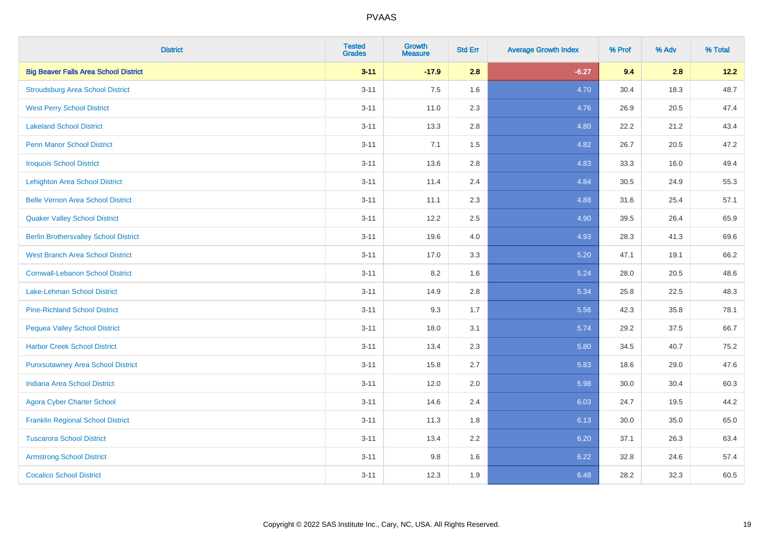# PVAAS

| District | Tested Grades | Growth Measure | Std Err | Average Growth Index | % Prof | % Adv | % Total |
|---|---|---|---|---|---|---|---|
| **Big Beaver Falls Area School District** | **3-11** | **-17.9** | **2.8** | **-6.27** | **9.4** | **2.8** | **12.2** |
| Stroudsburg Area School District | 3-11 | 7.5 | 1.6 | 4.70 | 30.4 | 18.3 | 48.7 |
| West Perry School District | 3-11 | 11.0 | 2.3 | 4.76 | 26.9 | 20.5 | 47.4 |
| Lakeland School District | 3-11 | 13.3 | 2.8 | 4.80 | 22.2 | 21.2 | 43.4 |
| Penn Manor School District | 3-11 | 7.1 | 1.5 | 4.82 | 26.7 | 20.5 | 47.2 |
| Iroquois School District | 3-11 | 13.6 | 2.8 | 4.83 | 33.3 | 16.0 | 49.4 |
| Lehighton Area School District | 3-11 | 11.4 | 2.4 | 4.84 | 30.5 | 24.9 | 55.3 |
| Belle Vernon Area School District | 3-11 | 11.1 | 2.3 | 4.88 | 31.6 | 25.4 | 57.1 |
| Quaker Valley School District | 3-11 | 12.2 | 2.5 | 4.90 | 39.5 | 26.4 | 65.9 |
| Berlin Brothersvalley School District | 3-11 | 19.6 | 4.0 | 4.93 | 28.3 | 41.3 | 69.6 |
| West Branch Area School District | 3-11 | 17.0 | 3.3 | 5.20 | 47.1 | 19.1 | 66.2 |
| Cornwall-Lebanon School District | 3-11 | 8.2 | 1.6 | 5.24 | 28.0 | 20.5 | 48.6 |
| Lake-Lehman School District | 3-11 | 14.9 | 2.8 | 5.34 | 25.8 | 22.5 | 48.3 |
| Pine-Richland School District | 3-11 | 9.3 | 1.7 | 5.56 | 42.3 | 35.8 | 78.1 |
| Pequea Valley School District | 3-11 | 18.0 | 3.1 | 5.74 | 29.2 | 37.5 | 66.7 |
| Harbor Creek School District | 3-11 | 13.4 | 2.3 | 5.80 | 34.5 | 40.7 | 75.2 |
| Punxsutawney Area School District | 3-11 | 15.8 | 2.7 | 5.83 | 18.6 | 29.0 | 47.6 |
| Indiana Area School District | 3-11 | 12.0 | 2.0 | 5.98 | 30.0 | 30.4 | 60.3 |
| Agora Cyber Charter School | 3-11 | 14.6 | 2.4 | 6.03 | 24.7 | 19.5 | 44.2 |
| Franklin Regional School District | 3-11 | 11.3 | 1.8 | 6.13 | 30.0 | 35.0 | 65.0 |
| Tuscarora School District | 3-11 | 13.4 | 2.2 | 6.20 | 37.1 | 26.3 | 63.4 |
| Armstrong School District | 3-11 | 9.8 | 1.6 | 6.22 | 32.8 | 24.6 | 57.4 |
| Cocalico School District | 3-11 | 12.3 | 1.9 | 6.48 | 28.2 | 32.3 | 60.5 |

Copyright © 2022 SAS Institute Inc., Cary, NC, USA. All Rights Reserved.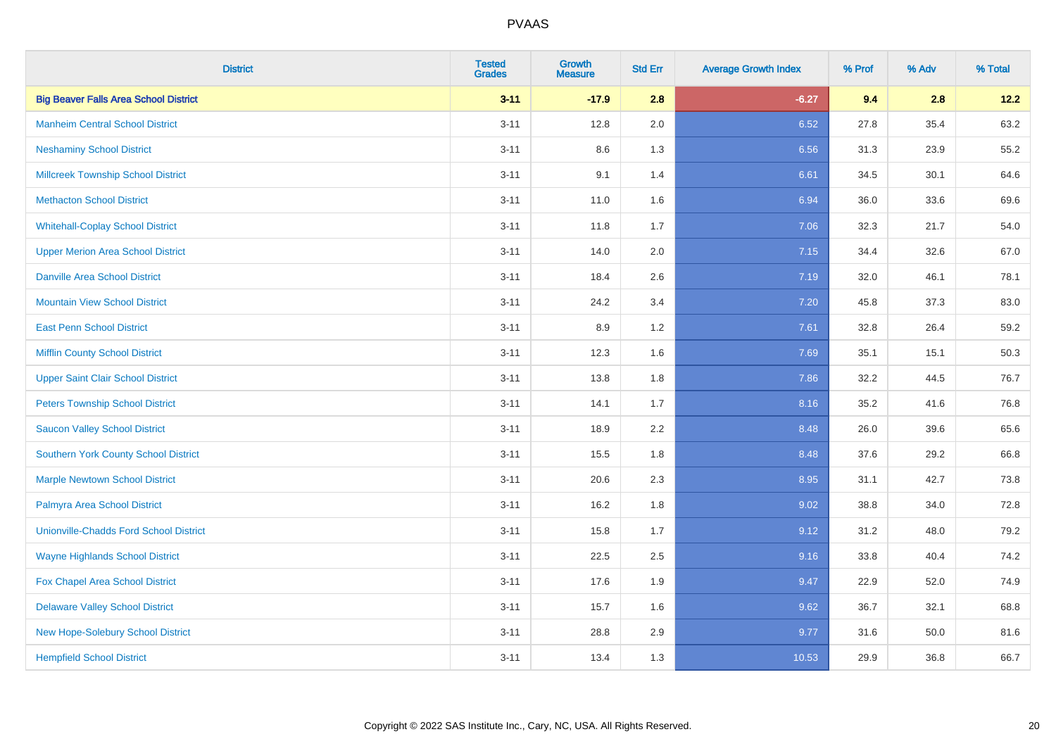# PVAAS

| District | Tested Grades | Growth Measure | Std Err | Average Growth Index | % Prof | % Adv | % Total |
|---|---|---|---|---|---|---|---|
| **Big Beaver Falls Area School District** | **3-11** | **-17.9** | **2.8** | **-6.27** | **9.4** | **2.8** | **12.2** |
| Manheim Central School District | 3-11 | 12.8 | 2.0 | 6.52 | 27.8 | 35.4 | 63.2 |
| Neshaminy School District | 3-11 | 8.6 | 1.3 | 6.56 | 31.3 | 23.9 | 55.2 |
| Millcreek Township School District | 3-11 | 9.1 | 1.4 | 6.61 | 34.5 | 30.1 | 64.6 |
| Methacton School District | 3-11 | 11.0 | 1.6 | 6.94 | 36.0 | 33.6 | 69.6 |
| Whitehall-Coplay School District | 3-11 | 11.8 | 1.7 | 7.06 | 32.3 | 21.7 | 54.0 |
| Upper Merion Area School District | 3-11 | 14.0 | 2.0 | 7.15 | 34.4 | 32.6 | 67.0 |
| Danville Area School District | 3-11 | 18.4 | 2.6 | 7.19 | 32.0 | 46.1 | 78.1 |
| Mountain View School District | 3-11 | 24.2 | 3.4 | 7.20 | 45.8 | 37.3 | 83.0 |
| East Penn School District | 3-11 | 8.9 | 1.2 | 7.61 | 32.8 | 26.4 | 59.2 |
| Mifflin County School District | 3-11 | 12.3 | 1.6 | 7.69 | 35.1 | 15.1 | 50.3 |
| Upper Saint Clair School District | 3-11 | 13.8 | 1.8 | 7.86 | 32.2 | 44.5 | 76.7 |
| Peters Township School District | 3-11 | 14.1 | 1.7 | 8.16 | 35.2 | 41.6 | 76.8 |
| Saucon Valley School District | 3-11 | 18.9 | 2.2 | 8.48 | 26.0 | 39.6 | 65.6 |
| Southern York County School District | 3-11 | 15.5 | 1.8 | 8.48 | 37.6 | 29.2 | 66.8 |
| Marple Newtown School District | 3-11 | 20.6 | 2.3 | 8.95 | 31.1 | 42.7 | 73.8 |
| Palmyra Area School District | 3-11 | 16.2 | 1.8 | 9.02 | 38.8 | 34.0 | 72.8 |
| Unionville-Chadds Ford School District | 3-11 | 15.8 | 1.7 | 9.12 | 31.2 | 48.0 | 79.2 |
| Wayne Highlands School District | 3-11 | 22.5 | 2.5 | 9.16 | 33.8 | 40.4 | 74.2 |
| Fox Chapel Area School District | 3-11 | 17.6 | 1.9 | 9.47 | 22.9 | 52.0 | 74.9 |
| Delaware Valley School District | 3-11 | 15.7 | 1.6 | 9.62 | 36.7 | 32.1 | 68.8 |
| New Hope-Solebury School District | 3-11 | 28.8 | 2.9 | 9.77 | 31.6 | 50.0 | 81.6 |
| Hempfield School District | 3-11 | 13.4 | 1.3 | 10.53 | 29.9 | 36.8 | 66.7 |

Copyright © 2022 SAS Institute Inc., Cary, NC, USA. All Rights Reserved.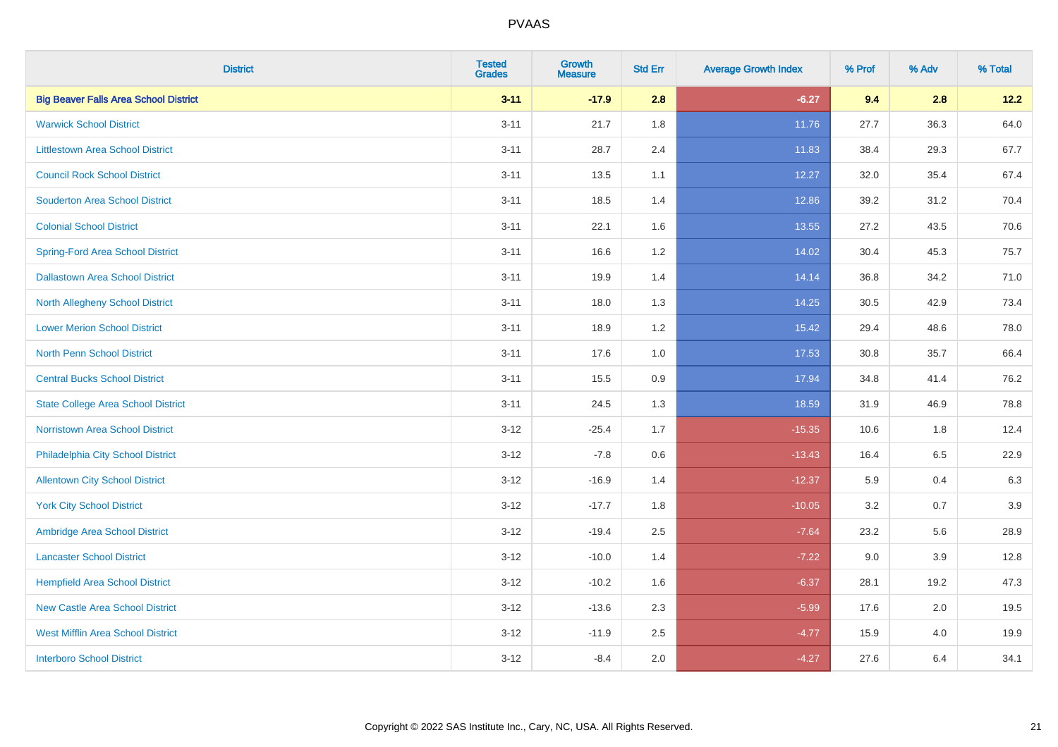# PVAAS

| District | Tested Grades | Growth Measure | Std Err | Average Growth Index | % Prof | % Adv | % Total |
|---|---|---|---|---|---|---|---|
| **Big Beaver Falls Area School District** | **3-11** | **-17.9** | **2.8** | **-6.27** | **9.4** | **2.8** | **12.2** |
| Warwick School District | 3-11 | 21.7 | 1.8 | 11.76 | 27.7 | 36.3 | 64.0 |
| Littlestown Area School District | 3-11 | 28.7 | 2.4 | 11.83 | 38.4 | 29.3 | 67.7 |
| Council Rock School District | 3-11 | 13.5 | 1.1 | 12.27 | 32.0 | 35.4 | 67.4 |
| Souderton Area School District | 3-11 | 18.5 | 1.4 | 12.86 | 39.2 | 31.2 | 70.4 |
| Colonial School District | 3-11 | 22.1 | 1.6 | 13.55 | 27.2 | 43.5 | 70.6 |
| Spring-Ford Area School District | 3-11 | 16.6 | 1.2 | 14.02 | 30.4 | 45.3 | 75.7 |
| Dallastown Area School District | 3-11 | 19.9 | 1.4 | 14.14 | 36.8 | 34.2 | 71.0 |
| North Allegheny School District | 3-11 | 18.0 | 1.3 | 14.25 | 30.5 | 42.9 | 73.4 |
| Lower Merion School District | 3-11 | 18.9 | 1.2 | 15.42 | 29.4 | 48.6 | 78.0 |
| North Penn School District | 3-11 | 17.6 | 1.0 | 17.53 | 30.8 | 35.7 | 66.4 |
| Central Bucks School District | 3-11 | 15.5 | 0.9 | 17.94 | 34.8 | 41.4 | 76.2 |
| State College Area School District | 3-11 | 24.5 | 1.3 | 18.59 | 31.9 | 46.9 | 78.8 |
| Norristown Area School District | 3-12 | -25.4 | 1.7 | -15.35 | 10.6 | 1.8 | 12.4 |
| Philadelphia City School District | 3-12 | -7.8 | 0.6 | -13.43 | 16.4 | 6.5 | 22.9 |
| Allentown City School District | 3-12 | -16.9 | 1.4 | -12.37 | 5.9 | 0.4 | 6.3 |
| York City School District | 3-12 | -17.7 | 1.8 | -10.05 | 3.2 | 0.7 | 3.9 |
| Ambridge Area School District | 3-12 | -19.4 | 2.5 | -7.64 | 23.2 | 5.6 | 28.9 |
| Lancaster School District | 3-12 | -10.0 | 1.4 | -7.22 | 9.0 | 3.9 | 12.8 |
| Hempfield Area School District | 3-12 | -10.2 | 1.6 | -6.37 | 28.1 | 19.2 | 47.3 |
| New Castle Area School District | 3-12 | -13.6 | 2.3 | -5.99 | 17.6 | 2.0 | 19.5 |
| West Mifflin Area School District | 3-12 | -11.9 | 2.5 | -4.77 | 15.9 | 4.0 | 19.9 |
| Interboro School District | 3-12 | -8.4 | 2.0 | -4.27 | 27.6 | 6.4 | 34.1 |

Copyright © 2022 SAS Institute Inc., Cary, NC, USA. All Rights Reserved.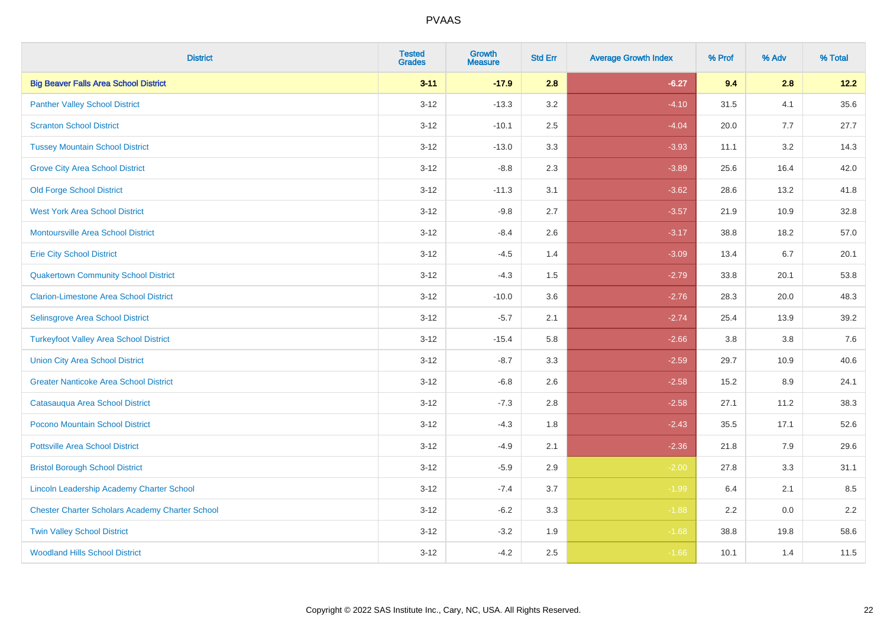PVAAS

| District | Tested Grades | Growth Measure | Std Err | Average Growth Index | % Prof | % Adv | % Total |
|---|---|---|---|---|---|---|---|
| **Big Beaver Falls Area School District** | **3-11** | **-17.9** | **2.8** | **-6.27** | **9.4** | **2.8** | **12.2** |
| Panther Valley School District | 3-12 | -13.3 | 3.2 | -4.10 | 31.5 | 4.1 | 35.6 |
| Scranton School District | 3-12 | -10.1 | 2.5 | -4.04 | 20.0 | 7.7 | 27.7 |
| Tussey Mountain School District | 3-12 | -13.0 | 3.3 | -3.93 | 11.1 | 3.2 | 14.3 |
| Grove City Area School District | 3-12 | -8.8 | 2.3 | -3.89 | 25.6 | 16.4 | 42.0 |
| Old Forge School District | 3-12 | -11.3 | 3.1 | -3.62 | 28.6 | 13.2 | 41.8 |
| West York Area School District | 3-12 | -9.8 | 2.7 | -3.57 | 21.9 | 10.9 | 32.8 |
| Montoursville Area School District | 3-12 | -8.4 | 2.6 | -3.17 | 38.8 | 18.2 | 57.0 |
| Erie City School District | 3-12 | -4.5 | 1.4 | -3.09 | 13.4 | 6.7 | 20.1 |
| Quakertown Community School District | 3-12 | -4.3 | 1.5 | -2.79 | 33.8 | 20.1 | 53.8 |
| Clarion-Limestone Area School District | 3-12 | -10.0 | 3.6 | -2.76 | 28.3 | 20.0 | 48.3 |
| Selinsgrove Area School District | 3-12 | -5.7 | 2.1 | -2.74 | 25.4 | 13.9 | 39.2 |
| Turkeyfoot Valley Area School District | 3-12 | -15.4 | 5.8 | -2.66 | 3.8 | 3.8 | 7.6 |
| Union City Area School District | 3-12 | -8.7 | 3.3 | -2.59 | 29.7 | 10.9 | 40.6 |
| Greater Nanticoke Area School District | 3-12 | -6.8 | 2.6 | -2.58 | 15.2 | 8.9 | 24.1 |
| Catasauqua Area School District | 3-12 | -7.3 | 2.8 | -2.58 | 27.1 | 11.2 | 38.3 |
| Pocono Mountain School District | 3-12 | -4.3 | 1.8 | -2.43 | 35.5 | 17.1 | 52.6 |
| Pottsville Area School District | 3-12 | -4.9 | 2.1 | -2.36 | 21.8 | 7.9 | 29.6 |
| Bristol Borough School District | 3-12 | -5.9 | 2.9 | -2.00 | 27.8 | 3.3 | 31.1 |
| Lincoln Leadership Academy Charter School | 3-12 | -7.4 | 3.7 | -1.99 | 6.4 | 2.1 | 8.5 |
| Chester Charter Scholars Academy Charter School | 3-12 | -6.2 | 3.3 | -1.88 | 2.2 | 0.0 | 2.2 |
| Twin Valley School District | 3-12 | -3.2 | 1.9 | -1.68 | 38.8 | 19.8 | 58.6 |
| Woodland Hills School District | 3-12 | -4.2 | 2.5 | -1.66 | 10.1 | 1.4 | 11.5 |

Copyright © 2022 SAS Institute Inc., Cary, NC, USA. All Rights Reserved.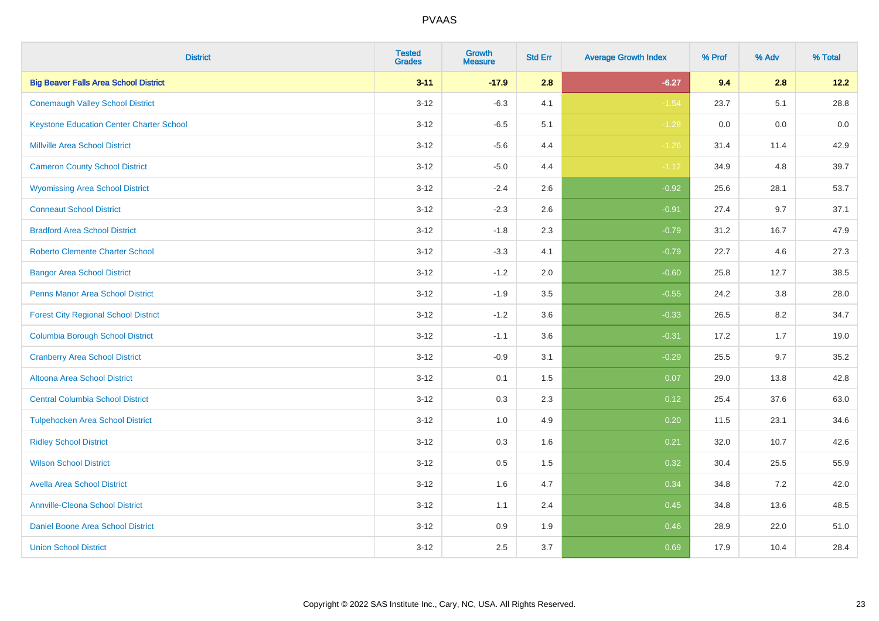| District | Tested Grades | Growth Measure | Std Err | Average Growth Index | % Prof | % Adv | % Total |
|---|---|---|---|---|---|---|---|
| **Big Beaver Falls Area School District** | **3-11** | **-17.9** | **2.8** | **-6.27** | **9.4** | **2.8** | **12.2** |
| Conemaugh Valley School District | 3-12 | -6.3 | 4.1 | -1.54 | 23.7 | 5.1 | 28.8 |
| Keystone Education Center Charter School | 3-12 | -6.5 | 5.1 | -1.28 | 0.0 | 0.0 | 0.0 |
| Millville Area School District | 3-12 | -5.6 | 4.4 | -1.26 | 31.4 | 11.4 | 42.9 |
| Cameron County School District | 3-12 | -5.0 | 4.4 | -1.12 | 34.9 | 4.8 | 39.7 |
| Wyomissing Area School District | 3-12 | -2.4 | 2.6 | -0.92 | 25.6 | 28.1 | 53.7 |
| Conneaut School District | 3-12 | -2.3 | 2.6 | -0.91 | 27.4 | 9.7 | 37.1 |
| Bradford Area School District | 3-12 | -1.8 | 2.3 | -0.79 | 31.2 | 16.7 | 47.9 |
| Roberto Clemente Charter School | 3-12 | -3.3 | 4.1 | -0.79 | 22.7 | 4.6 | 27.3 |
| Bangor Area School District | 3-12 | -1.2 | 2.0 | -0.60 | 25.8 | 12.7 | 38.5 |
| Penns Manor Area School District | 3-12 | -1.9 | 3.5 | -0.55 | 24.2 | 3.8 | 28.0 |
| Forest City Regional School District | 3-12 | -1.2 | 3.6 | -0.33 | 26.5 | 8.2 | 34.7 |
| Columbia Borough School District | 3-12 | -1.1 | 3.6 | -0.31 | 17.2 | 1.7 | 19.0 |
| Cranberry Area School District | 3-12 | -0.9 | 3.1 | -0.29 | 25.5 | 9.7 | 35.2 |
| Altoona Area School District | 3-12 | 0.1 | 1.5 | 0.07 | 29.0 | 13.8 | 42.8 |
| Central Columbia School District | 3-12 | 0.3 | 2.3 | 0.12 | 25.4 | 37.6 | 63.0 |
| Tulpehocken Area School District | 3-12 | 1.0 | 4.9 | 0.20 | 11.5 | 23.1 | 34.6 |
| Ridley School District | 3-12 | 0.3 | 1.6 | 0.21 | 32.0 | 10.7 | 42.6 |
| Wilson School District | 3-12 | 0.5 | 1.5 | 0.32 | 30.4 | 25.5 | 55.9 |
| Avella Area School District | 3-12 | 1.6 | 4.7 | 0.34 | 34.8 | 7.2 | 42.0 |
| Annville-Cleona School District | 3-12 | 1.1 | 2.4 | 0.45 | 34.8 | 13.6 | 48.5 |
| Daniel Boone Area School District | 3-12 | 0.9 | 1.9 | 0.46 | 28.9 | 22.0 | 51.0 |
| Union School District | 3-12 | 2.5 | 3.7 | 0.69 | 17.9 | 10.4 | 28.4 |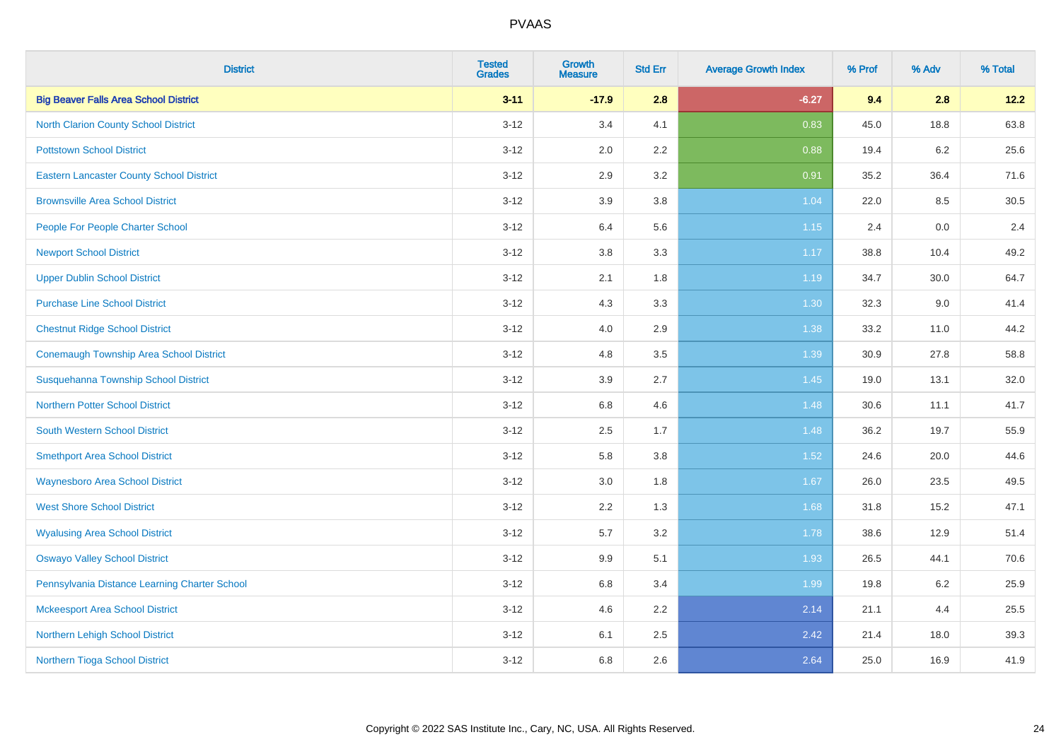# PVAAS

| District | Tested Grades | Growth Measure | Std Err | Average Growth Index | % Prof | % Adv | % Total |
|---|---|---|---|---|---|---|---|
| **Big Beaver Falls Area School District** | **3-11** | **-17.9** | **2.8** | **-6.27** | **9.4** | **2.8** | **12.2** |
| North Clarion County School District | 3-12 | 3.4 | 4.1 | 0.83 | 45.0 | 18.8 | 63.8 |
| Pottstown School District | 3-12 | 2.0 | 2.2 | 0.88 | 19.4 | 6.2 | 25.6 |
| Eastern Lancaster County School District | 3-12 | 2.9 | 3.2 | 0.91 | 35.2 | 36.4 | 71.6 |
| Brownsville Area School District | 3-12 | 3.9 | 3.8 | 1.04 | 22.0 | 8.5 | 30.5 |
| People For People Charter School | 3-12 | 6.4 | 5.6 | 1.15 | 2.4 | 0.0 | 2.4 |
| Newport School District | 3-12 | 3.8 | 3.3 | 1.17 | 38.8 | 10.4 | 49.2 |
| Upper Dublin School District | 3-12 | 2.1 | 1.8 | 1.19 | 34.7 | 30.0 | 64.7 |
| Purchase Line School District | 3-12 | 4.3 | 3.3 | 1.30 | 32.3 | 9.0 | 41.4 |
| Chestnut Ridge School District | 3-12 | 4.0 | 2.9 | 1.38 | 33.2 | 11.0 | 44.2 |
| Conemaugh Township Area School District | 3-12 | 4.8 | 3.5 | 1.39 | 30.9 | 27.8 | 58.8 |
| Susquehanna Township School District | 3-12 | 3.9 | 2.7 | 1.45 | 19.0 | 13.1 | 32.0 |
| Northern Potter School District | 3-12 | 6.8 | 4.6 | 1.48 | 30.6 | 11.1 | 41.7 |
| South Western School District | 3-12 | 2.5 | 1.7 | 1.48 | 36.2 | 19.7 | 55.9 |
| Smethport Area School District | 3-12 | 5.8 | 3.8 | 1.52 | 24.6 | 20.0 | 44.6 |
| Waynesboro Area School District | 3-12 | 3.0 | 1.8 | 1.67 | 26.0 | 23.5 | 49.5 |
| West Shore School District | 3-12 | 2.2 | 1.3 | 1.68 | 31.8 | 15.2 | 47.1 |
| Wyalusing Area School District | 3-12 | 5.7 | 3.2 | 1.78 | 38.6 | 12.9 | 51.4 |
| Oswayo Valley School District | 3-12 | 9.9 | 5.1 | 1.93 | 26.5 | 44.1 | 70.6 |
| Pennsylvania Distance Learning Charter School | 3-12 | 6.8 | 3.4 | 1.99 | 19.8 | 6.2 | 25.9 |
| Mckeesport Area School District | 3-12 | 4.6 | 2.2 | 2.14 | 21.1 | 4.4 | 25.5 |
| Northern Lehigh School District | 3-12 | 6.1 | 2.5 | 2.42 | 21.4 | 18.0 | 39.3 |
| Northern Tioga School District | 3-12 | 6.8 | 2.6 | 2.64 | 25.0 | 16.9 | 41.9 |

Copyright © 2022 SAS Institute Inc., Cary, NC, USA. All Rights Reserved.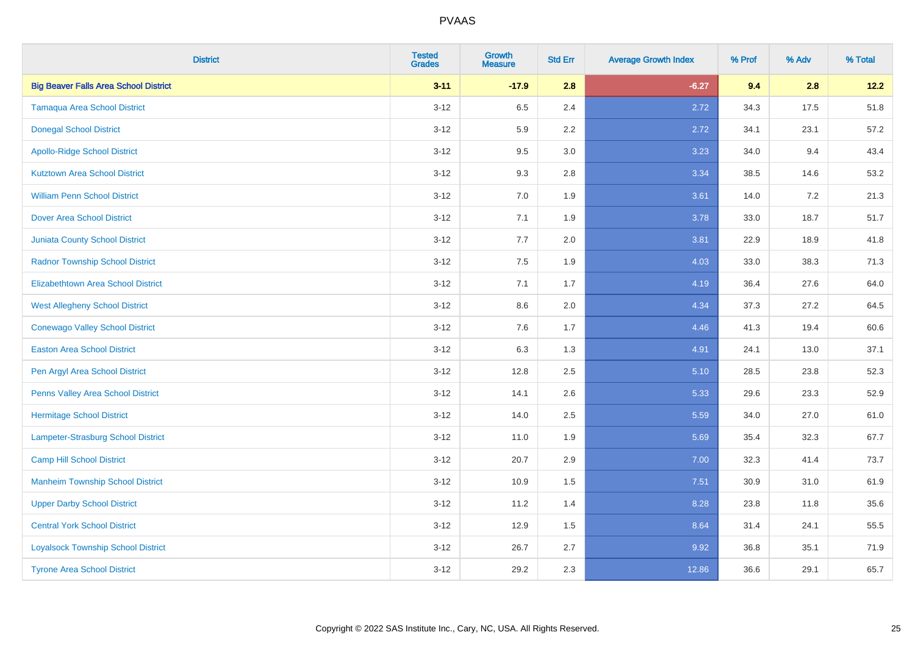| District | Tested Grades | Growth Measure | Std Err | Average Growth Index | % Prof | % Adv | % Total |
|---|---|---|---|---|---|---|---|
| **Big Beaver Falls Area School District** | **3-11** | **-17.9** | **2.8** | **-6.27** | **9.4** | **2.8** | **12.2** |
| Tamaqua Area School District | 3-12 | 6.5 | 2.4 | 2.72 | 34.3 | 17.5 | 51.8 |
| Donegal School District | 3-12 | 5.9 | 2.2 | 2.72 | 34.1 | 23.1 | 57.2 |
| Apollo-Ridge School District | 3-12 | 9.5 | 3.0 | 3.23 | 34.0 | 9.4 | 43.4 |
| Kutztown Area School District | 3-12 | 9.3 | 2.8 | 3.34 | 38.5 | 14.6 | 53.2 |
| William Penn School District | 3-12 | 7.0 | 1.9 | 3.61 | 14.0 | 7.2 | 21.3 |
| Dover Area School District | 3-12 | 7.1 | 1.9 | 3.78 | 33.0 | 18.7 | 51.7 |
| Juniata County School District | 3-12 | 7.7 | 2.0 | 3.81 | 22.9 | 18.9 | 41.8 |
| Radnor Township School District | 3-12 | 7.5 | 1.9 | 4.03 | 33.0 | 38.3 | 71.3 |
| Elizabethtown Area School District | 3-12 | 7.1 | 1.7 | 4.19 | 36.4 | 27.6 | 64.0 |
| West Allegheny School District | 3-12 | 8.6 | 2.0 | 4.34 | 37.3 | 27.2 | 64.5 |
| Conewago Valley School District | 3-12 | 7.6 | 1.7 | 4.46 | 41.3 | 19.4 | 60.6 |
| Easton Area School District | 3-12 | 6.3 | 1.3 | 4.91 | 24.1 | 13.0 | 37.1 |
| Pen Argyl Area School District | 3-12 | 12.8 | 2.5 | 5.10 | 28.5 | 23.8 | 52.3 |
| Penns Valley Area School District | 3-12 | 14.1 | 2.6 | 5.33 | 29.6 | 23.3 | 52.9 |
| Hermitage School District | 3-12 | 14.0 | 2.5 | 5.59 | 34.0 | 27.0 | 61.0 |
| Lampeter-Strasburg School District | 3-12 | 11.0 | 1.9 | 5.69 | 35.4 | 32.3 | 67.7 |
| Camp Hill School District | 3-12 | 20.7 | 2.9 | 7.00 | 32.3 | 41.4 | 73.7 |
| Manheim Township School District | 3-12 | 10.9 | 1.5 | 7.51 | 30.9 | 31.0 | 61.9 |
| Upper Darby School District | 3-12 | 11.2 | 1.4 | 8.28 | 23.8 | 11.8 | 35.6 |
| Central York School District | 3-12 | 12.9 | 1.5 | 8.64 | 31.4 | 24.1 | 55.5 |
| Loyalsock Township School District | 3-12 | 26.7 | 2.7 | 9.92 | 36.8 | 35.1 | 71.9 |
| Tyrone Area School District | 3-12 | 29.2 | 2.3 | 12.86 | 36.6 | 29.1 | 65.7 |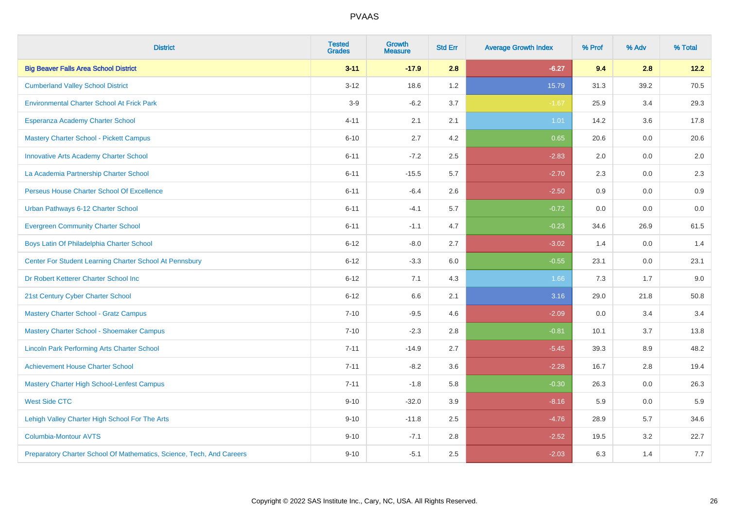# PVAAS

| District | Tested Grades | Growth Measure | Std Err | Average Growth Index | % Prof | % Adv | % Total |
|---|---|---|---|---|---|---|---|
| **Big Beaver Falls Area School District** | **3-11** | **-17.9** | **2.8** | **-6.27** | **9.4** | **2.8** | **12.2** |
| Cumberland Valley School District | 3-12 | 18.6 | 1.2 | 15.79 | 31.3 | 39.2 | 70.5 |
| Environmental Charter School At Frick Park | 3-9 | -6.2 | 3.7 | -1.67 | 25.9 | 3.4 | 29.3 |
| Esperanza Academy Charter School | 4-11 | 2.1 | 2.1 | 1.01 | 14.2 | 3.6 | 17.8 |
| Mastery Charter School - Pickett Campus | 6-10 | 2.7 | 4.2 | 0.65 | 20.6 | 0.0 | 20.6 |
| Innovative Arts Academy Charter School | 6-11 | -7.2 | 2.5 | -2.83 | 2.0 | 0.0 | 2.0 |
| La Academia Partnership Charter School | 6-11 | -15.5 | 5.7 | -2.70 | 2.3 | 0.0 | 2.3 |
| Perseus House Charter School Of Excellence | 6-11 | -6.4 | 2.6 | -2.50 | 0.9 | 0.0 | 0.9 |
| Urban Pathways 6-12 Charter School | 6-11 | -4.1 | 5.7 | -0.72 | 0.0 | 0.0 | 0.0 |
| Evergreen Community Charter School | 6-11 | -1.1 | 4.7 | -0.23 | 34.6 | 26.9 | 61.5 |
| Boys Latin Of Philadelphia Charter School | 6-12 | -8.0 | 2.7 | -3.02 | 1.4 | 0.0 | 1.4 |
| Center For Student Learning Charter School At Pennsbury | 6-12 | -3.3 | 6.0 | -0.55 | 23.1 | 0.0 | 23.1 |
| Dr Robert Ketterer Charter School Inc | 6-12 | 7.1 | 4.3 | 1.66 | 7.3 | 1.7 | 9.0 |
| 21st Century Cyber Charter School | 6-12 | 6.6 | 2.1 | 3.16 | 29.0 | 21.8 | 50.8 |
| Mastery Charter School - Gratz Campus | 7-10 | -9.5 | 4.6 | -2.09 | 0.0 | 3.4 | 3.4 |
| Mastery Charter School - Shoemaker Campus | 7-10 | -2.3 | 2.8 | -0.81 | 10.1 | 3.7 | 13.8 |
| Lincoln Park Performing Arts Charter School | 7-11 | -14.9 | 2.7 | -5.45 | 39.3 | 8.9 | 48.2 |
| Achievement House Charter School | 7-11 | -8.2 | 3.6 | -2.28 | 16.7 | 2.8 | 19.4 |
| Mastery Charter High School-Lenfest Campus | 7-11 | -1.8 | 5.8 | -0.30 | 26.3 | 0.0 | 26.3 |
| West Side CTC | 9-10 | -32.0 | 3.9 | -8.16 | 5.9 | 0.0 | 5.9 |
| Lehigh Valley Charter High School For The Arts | 9-10 | -11.8 | 2.5 | -4.76 | 28.9 | 5.7 | 34.6 |
| Columbia-Montour AVTS | 9-10 | -7.1 | 2.8 | -2.52 | 19.5 | 3.2 | 22.7 |
| Preparatory Charter School Of Mathematics, Science, Tech, And Careers | 9-10 | -5.1 | 2.5 | -2.03 | 6.3 | 1.4 | 7.7 |

Copyright © 2022 SAS Institute Inc., Cary, NC, USA. All Rights Reserved.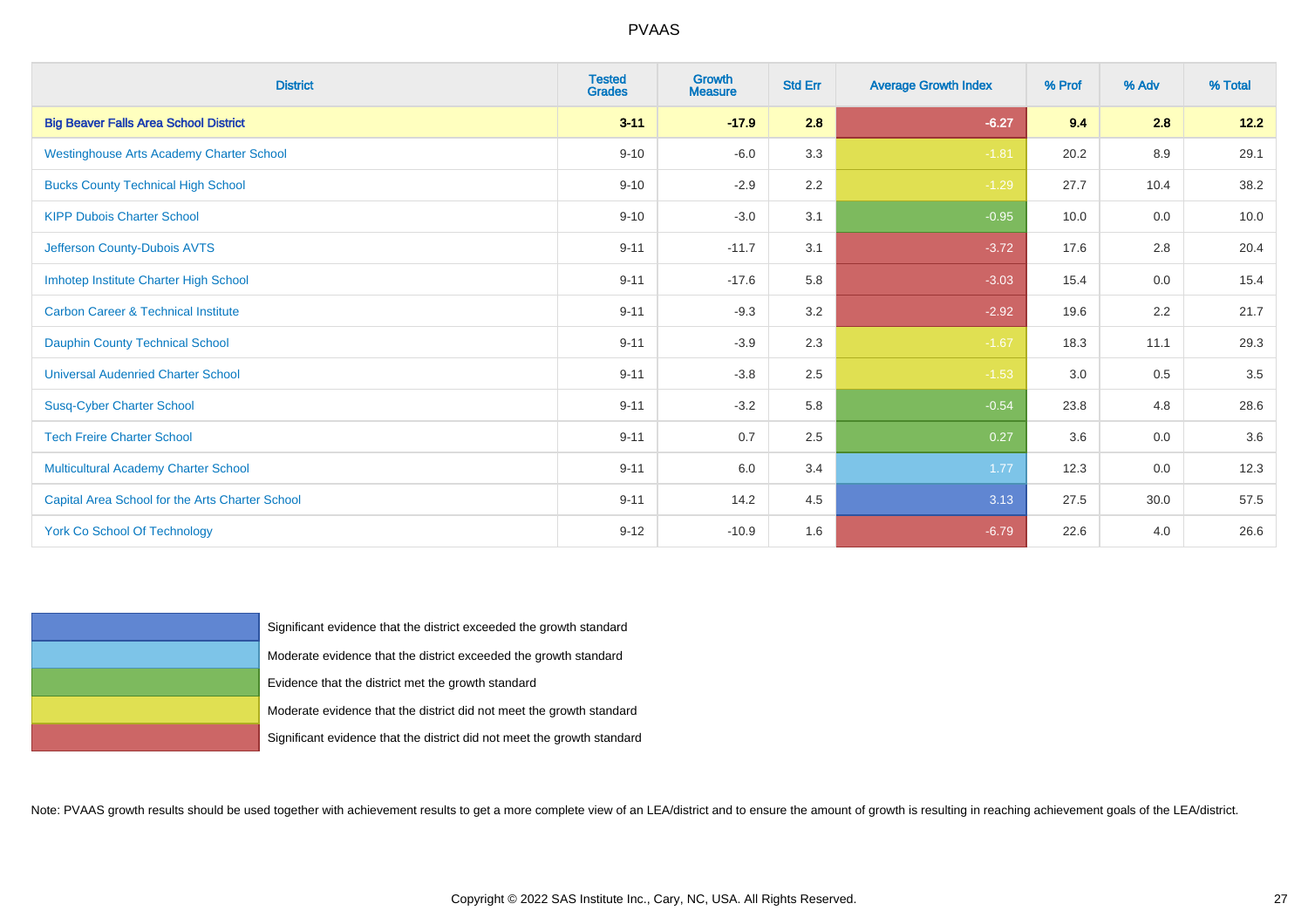PVAAS

| District | Tested Grades | Growth Measure | Std Err | Average Growth Index | % Prof | % Adv | % Total |
|---|---|---|---|---|---|---|---|
| **Big Beaver Falls Area School District** | **3-11** | **-17.9** | **2.8** | **-6.27** | **9.4** | **2.8** | **12.2** |
| Westinghouse Arts Academy Charter School | 9-10 | -6.0 | 3.3 | -1.81 | 20.2 | 8.9 | 29.1 |
| Bucks County Technical High School | 9-10 | -2.9 | 2.2 | -1.29 | 27.7 | 10.4 | 38.2 |
| KIPP Dubois Charter School | 9-10 | -3.0 | 3.1 | -0.95 | 10.0 | 0.0 | 10.0 |
| Jefferson County-Dubois AVTS | 9-11 | -11.7 | 3.1 | -3.72 | 17.6 | 2.8 | 20.4 |
| Imhotep Institute Charter High School | 9-11 | -17.6 | 5.8 | -3.03 | 15.4 | 0.0 | 15.4 |
| Carbon Career & Technical Institute | 9-11 | -9.3 | 3.2 | -2.92 | 19.6 | 2.2 | 21.7 |
| Dauphin County Technical School | 9-11 | -3.9 | 2.3 | -1.67 | 18.3 | 11.1 | 29.3 |
| Universal Audenried Charter School | 9-11 | -3.8 | 2.5 | -1.53 | 3.0 | 0.5 | 3.5 |
| Susq-Cyber Charter School | 9-11 | -3.2 | 5.8 | -0.54 | 23.8 | 4.8 | 28.6 |
| Tech Freire Charter School | 9-11 | 0.7 | 2.5 | 0.27 | 3.6 | 0.0 | 3.6 |
| Multicultural Academy Charter School | 9-11 | 6.0 | 3.4 | 1.77 | 12.3 | 0.0 | 12.3 |
| Capital Area School for the Arts Charter School | 9-11 | 14.2 | 4.5 | 3.13 | 27.5 | 30.0 | 57.5 |
| York Co School Of Technology | 9-12 | -10.9 | 1.6 | -6.79 | 22.6 | 4.0 | 26.6 |

Significant evidence that the district exceeded the growth standard

Moderate evidence that the district exceeded the growth standard

Evidence that the district met the growth standard

Moderate evidence that the district did not meet the growth standard

Significant evidence that the district did not meet the growth standard

Note: PVAAS growth results should be used together with achievement results to get a more complete view of an LEA/district and to ensure the amount of growth is resulting in reaching achievement goals of the LEA/district.

Copyright © 2022 SAS Institute Inc., Cary, NC, USA. All Rights Reserved.